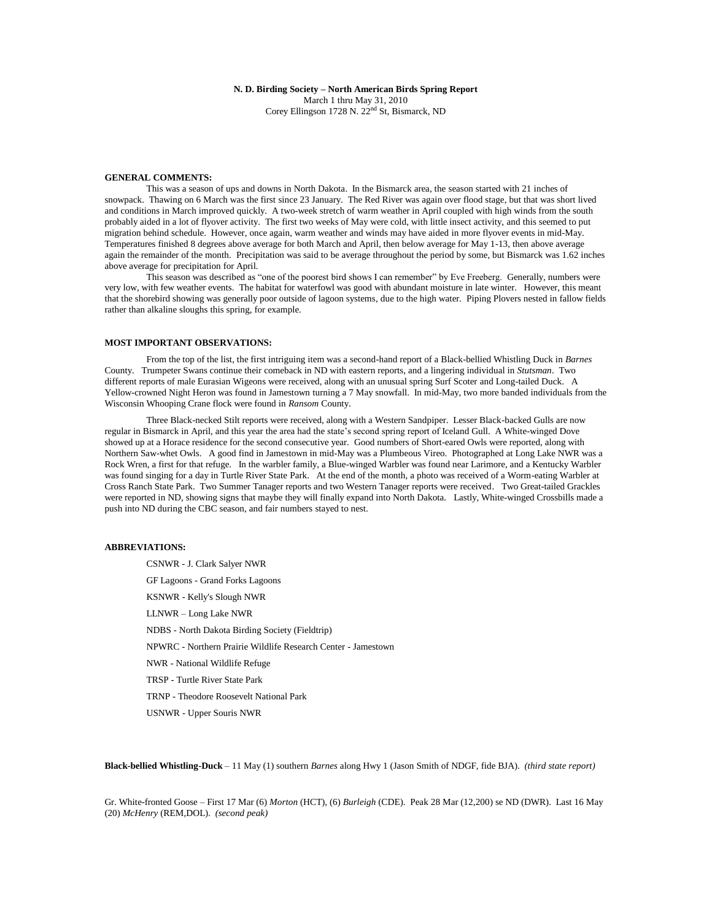**N. D. Birding Society – North American Birds Spring Report**
March 1 thru May 31, 2010
Corey Ellingson 1728 N. 22nd St, Bismarck, ND

**GENERAL COMMENTS:**

This was a season of ups and downs in North Dakota. In the Bismarck area, the season started with 21 inches of snowpack. Thawing on 6 March was the first since 23 January. The Red River was again over flood stage, but that was short lived and conditions in March improved quickly. A two-week stretch of warm weather in April coupled with high winds from the south probably aided in a lot of flyover activity. The first two weeks of May were cold, with little insect activity, and this seemed to put migration behind schedule. However, once again, warm weather and winds may have aided in more flyover events in mid-May. Temperatures finished 8 degrees above average for both March and April, then below average for May 1-13, then above average again the remainder of the month. Precipitation was said to be average throughout the period by some, but Bismarck was 1.62 inches above average for precipitation for April.

This season was described as "one of the poorest bird shows I can remember" by Eve Freeberg. Generally, numbers were very low, with few weather events. The habitat for waterfowl was good with abundant moisture in late winter. However, this meant that the shorebird showing was generally poor outside of lagoon systems, due to the high water. Piping Plovers nested in fallow fields rather than alkaline sloughs this spring, for example.

**MOST IMPORTANT OBSERVATIONS:**

From the top of the list, the first intriguing item was a second-hand report of a Black-bellied Whistling Duck in *Barnes* County. Trumpeter Swans continue their comeback in ND with eastern reports, and a lingering individual in *Stutsman*. Two different reports of male Eurasian Wigeons were received, along with an unusual spring Surf Scoter and Long-tailed Duck. A Yellow-crowned Night Heron was found in Jamestown turning a 7 May snowfall. In mid-May, two more banded individuals from the Wisconsin Whooping Crane flock were found in *Ransom* County.

Three Black-necked Stilt reports were received, along with a Western Sandpiper. Lesser Black-backed Gulls are now regular in Bismarck in April, and this year the area had the state's second spring report of Iceland Gull. A White-winged Dove showed up at a Horace residence for the second consecutive year. Good numbers of Short-eared Owls were reported, along with Northern Saw-whet Owls. A good find in Jamestown in mid-May was a Plumbeous Vireo. Photographed at Long Lake NWR was a Rock Wren, a first for that refuge. In the warbler family, a Blue-winged Warbler was found near Larimore, and a Kentucky Warbler was found singing for a day in Turtle River State Park. At the end of the month, a photo was received of a Worm-eating Warbler at Cross Ranch State Park. Two Summer Tanager reports and two Western Tanager reports were received. Two Great-tailed Grackles were reported in ND, showing signs that maybe they will finally expand into North Dakota. Lastly, White-winged Crossbills made a push into ND during the CBC season, and fair numbers stayed to nest.

**ABBREVIATIONS:**

- CSNWR - J. Clark Salyer NWR
- GF Lagoons - Grand Forks Lagoons
- KSNWR - Kelly's Slough NWR
- LLNWR – Long Lake NWR
- NDBS - North Dakota Birding Society (Fieldtrip)
- NPWRC - Northern Prairie Wildlife Research Center - Jamestown
- NWR - National Wildlife Refuge
- TRSP - Turtle River State Park
- TRNP - Theodore Roosevelt National Park
- USNWR - Upper Souris NWR

**Black-bellied Whistling-Duck** – 11 May (1) southern *Barnes* along Hwy 1 (Jason Smith of NDGF, fide BJA). *(third state report)*

Gr. White-fronted Goose – First 17 Mar (6) *Morton* (HCT), (6) *Burleigh* (CDE). Peak 28 Mar (12,200) se ND (DWR). Last 16 May (20) *McHenry* (REM,DOL). *(second peak)*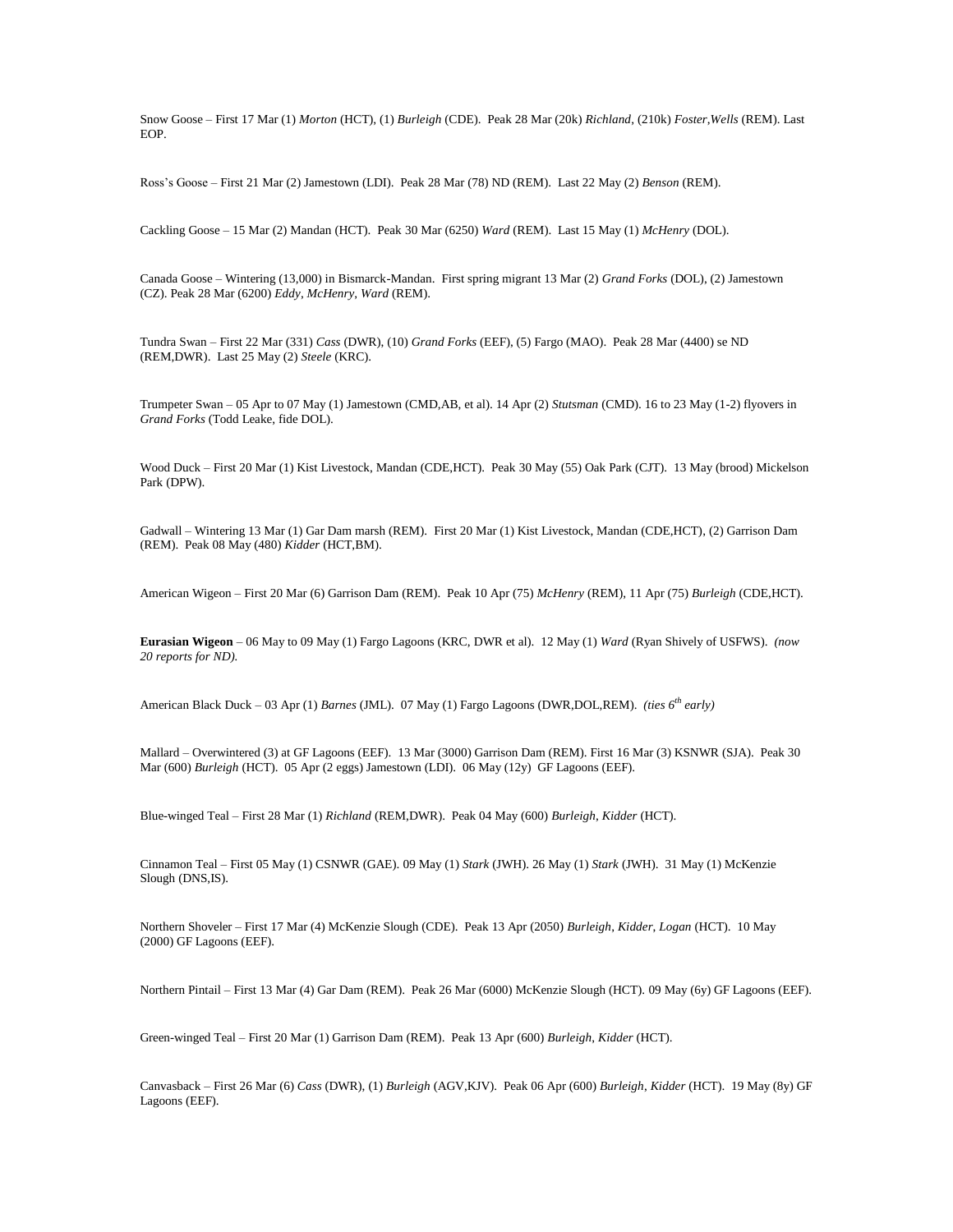Snow Goose – First 17 Mar (1) *Morton* (HCT), (1) *Burleigh* (CDE). Peak 28 Mar (20k) *Richland*, (210k) *Foster*,*Wells* (REM). Last EOP.

Ross's Goose – First 21 Mar (2) Jamestown (LDI). Peak 28 Mar (78) ND (REM). Last 22 May (2) *Benson* (REM).

Cackling Goose – 15 Mar (2) Mandan (HCT). Peak 30 Mar (6250) *Ward* (REM). Last 15 May (1) *McHenry* (DOL).

Canada Goose – Wintering (13,000) in Bismarck-Mandan. First spring migrant 13 Mar (2) *Grand Forks* (DOL), (2) Jamestown (CZ). Peak 28 Mar (6200) *Eddy*, *McHenry*, *Ward* (REM).

Tundra Swan – First 22 Mar (331) *Cass* (DWR), (10) *Grand Forks* (EEF), (5) Fargo (MAO). Peak 28 Mar (4400) se ND (REM,DWR). Last 25 May (2) *Steele* (KRC).

Trumpeter Swan – 05 Apr to 07 May (1) Jamestown (CMD,AB, et al). 14 Apr (2) *Stutsman* (CMD). 16 to 23 May (1-2) flyovers in *Grand Forks* (Todd Leake, fide DOL).

Wood Duck – First 20 Mar (1) Kist Livestock, Mandan (CDE,HCT). Peak 30 May (55) Oak Park (CJT). 13 May (brood) Mickelson Park (DPW).

Gadwall – Wintering 13 Mar (1) Gar Dam marsh (REM). First 20 Mar (1) Kist Livestock, Mandan (CDE,HCT), (2) Garrison Dam (REM). Peak 08 May (480) *Kidder* (HCT,BM).

American Wigeon – First 20 Mar (6) Garrison Dam (REM). Peak 10 Apr (75) *McHenry* (REM), 11 Apr (75) *Burleigh* (CDE,HCT).

**Eurasian Wigeon** – 06 May to 09 May (1) Fargo Lagoons (KRC, DWR et al). 12 May (1) *Ward* (Ryan Shively of USFWS). *(now 20 reports for ND).*

American Black Duck – 03 Apr (1) *Barnes* (JML). 07 May (1) Fargo Lagoons (DWR,DOL,REM). *(ties 6th early)*

Mallard – Overwintered (3) at GF Lagoons (EEF). 13 Mar (3000) Garrison Dam (REM). First 16 Mar (3) KSNWR (SJA). Peak 30 Mar (600) *Burleigh* (HCT). 05 Apr (2 eggs) Jamestown (LDI). 06 May (12y) GF Lagoons (EEF).

Blue-winged Teal – First 28 Mar (1) *Richland* (REM,DWR). Peak 04 May (600) *Burleigh*, *Kidder* (HCT).

Cinnamon Teal – First 05 May (1) CSNWR (GAE). 09 May (1) *Stark* (JWH). 26 May (1) *Stark* (JWH). 31 May (1) McKenzie Slough (DNS,IS).

Northern Shoveler – First 17 Mar (4) McKenzie Slough (CDE). Peak 13 Apr (2050) *Burleigh*, *Kidder*, *Logan* (HCT). 10 May (2000) GF Lagoons (EEF).

Northern Pintail – First 13 Mar (4) Gar Dam (REM). Peak 26 Mar (6000) McKenzie Slough (HCT). 09 May (6y) GF Lagoons (EEF).

Green-winged Teal – First 20 Mar (1) Garrison Dam (REM). Peak 13 Apr (600) *Burleigh*, *Kidder* (HCT).

Canvasback – First 26 Mar (6) *Cass* (DWR), (1) *Burleigh* (AGV,KJV). Peak 06 Apr (600) *Burleigh*, *Kidder* (HCT). 19 May (8y) GF Lagoons (EEF).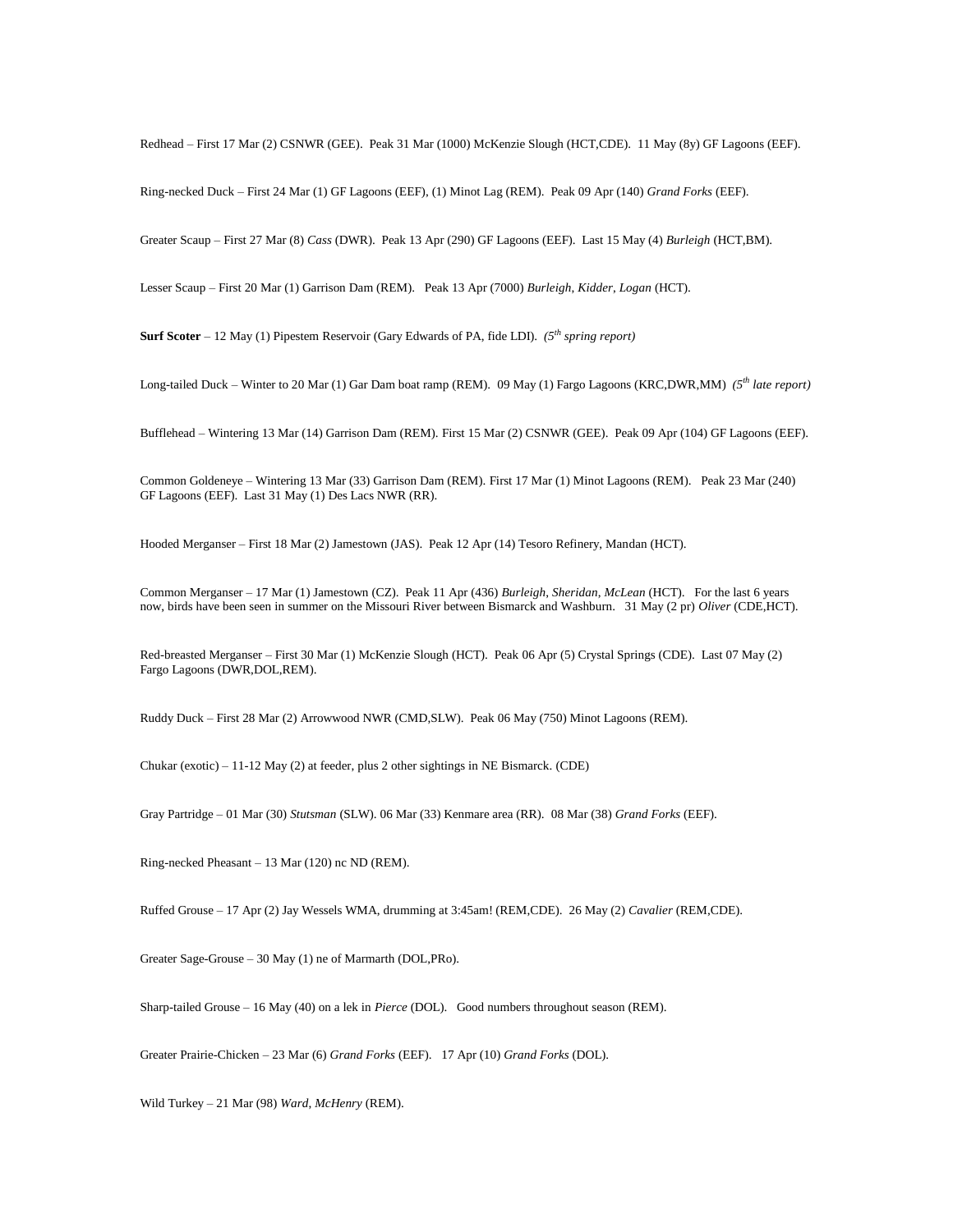Redhead – First 17 Mar (2) CSNWR (GEE). Peak 31 Mar (1000) McKenzie Slough (HCT,CDE). 11 May (8y) GF Lagoons (EEF).

Ring-necked Duck – First 24 Mar (1) GF Lagoons (EEF), (1) Minot Lag (REM). Peak 09 Apr (140) *Grand Forks* (EEF).

Greater Scaup – First 27 Mar (8) *Cass* (DWR). Peak 13 Apr (290) GF Lagoons (EEF). Last 15 May (4) *Burleigh* (HCT,BM).

Lesser Scaup – First 20 Mar (1) Garrison Dam (REM). Peak 13 Apr (7000) *Burleigh, Kidder, Logan* (HCT).

**Surf Scoter** – 12 May (1) Pipestem Reservoir (Gary Edwards of PA, fide LDI). *(5th spring report)*

Long-tailed Duck – Winter to 20 Mar (1) Gar Dam boat ramp (REM). 09 May (1) Fargo Lagoons (KRC,DWR,MM) *(5th late report)*

Bufflehead – Wintering 13 Mar (14) Garrison Dam (REM). First 15 Mar (2) CSNWR (GEE). Peak 09 Apr (104) GF Lagoons (EEF).

Common Goldeneye – Wintering 13 Mar (33) Garrison Dam (REM). First 17 Mar (1) Minot Lagoons (REM). Peak 23 Mar (240) GF Lagoons (EEF). Last 31 May (1) Des Lacs NWR (RR).

Hooded Merganser – First 18 Mar (2) Jamestown (JAS). Peak 12 Apr (14) Tesoro Refinery, Mandan (HCT).

Common Merganser – 17 Mar (1) Jamestown (CZ). Peak 11 Apr (436) *Burleigh, Sheridan, McLean* (HCT). For the last 6 years now, birds have been seen in summer on the Missouri River between Bismarck and Washburn. 31 May (2 pr) *Oliver* (CDE,HCT).

Red-breasted Merganser – First 30 Mar (1) McKenzie Slough (HCT). Peak 06 Apr (5) Crystal Springs (CDE). Last 07 May (2) Fargo Lagoons (DWR,DOL,REM).

Ruddy Duck – First 28 Mar (2) Arrowwood NWR (CMD,SLW). Peak 06 May (750) Minot Lagoons (REM).

Chukar (exotic) – 11-12 May (2) at feeder, plus 2 other sightings in NE Bismarck. (CDE)

Gray Partridge – 01 Mar (30) *Stutsman* (SLW). 06 Mar (33) Kenmare area (RR). 08 Mar (38) *Grand Forks* (EEF).

Ring-necked Pheasant – 13 Mar (120) nc ND (REM).

Ruffed Grouse – 17 Apr (2) Jay Wessels WMA, drumming at 3:45am! (REM,CDE). 26 May (2) *Cavalier* (REM,CDE).

Greater Sage-Grouse – 30 May (1) ne of Marmarth (DOL,PRo).

Sharp-tailed Grouse – 16 May (40) on a lek in *Pierce* (DOL). Good numbers throughout season (REM).

Greater Prairie-Chicken – 23 Mar (6) *Grand Forks* (EEF). 17 Apr (10) *Grand Forks* (DOL).

Wild Turkey – 21 Mar (98) *Ward, McHenry* (REM).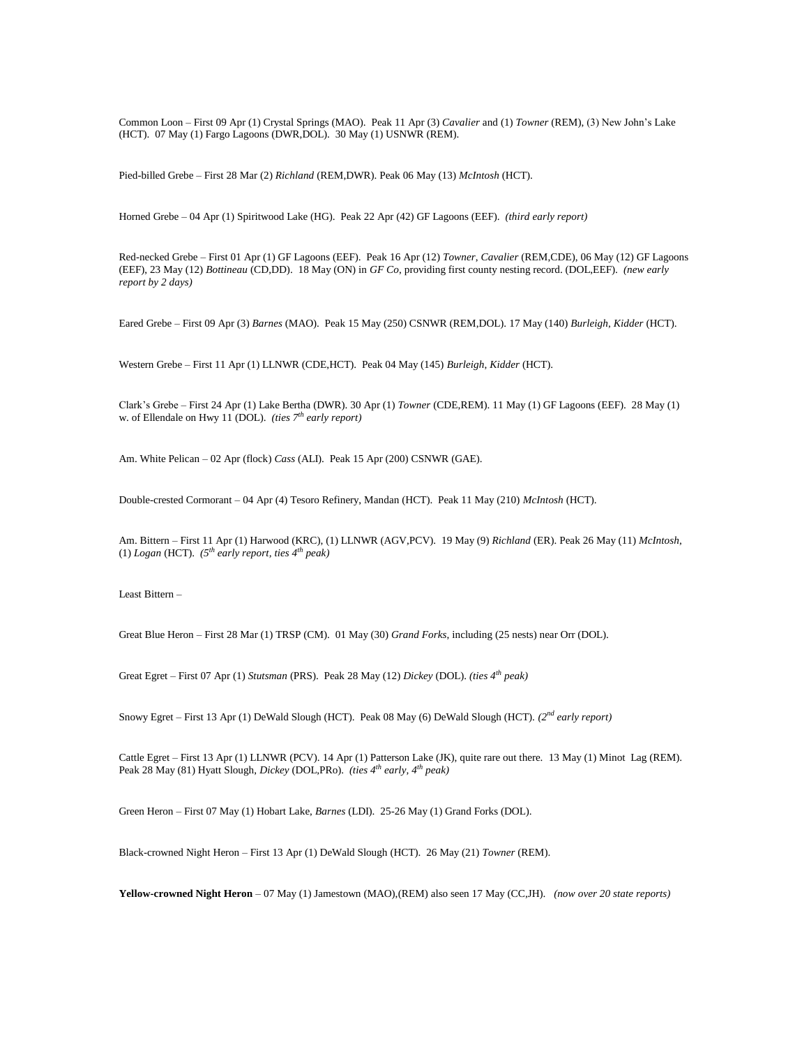Common Loon – First 09 Apr (1) Crystal Springs (MAO). Peak 11 Apr (3) *Cavalier* and (1) *Towner* (REM), (3) New John's Lake (HCT). 07 May (1) Fargo Lagoons (DWR,DOL). 30 May (1) USNWR (REM).

Pied-billed Grebe – First 28 Mar (2) *Richland* (REM,DWR). Peak 06 May (13) *McIntosh* (HCT).

Horned Grebe – 04 Apr (1) Spiritwood Lake (HG). Peak 22 Apr (42) GF Lagoons (EEF). *(third early report)*

Red-necked Grebe – First 01 Apr (1) GF Lagoons (EEF). Peak 16 Apr (12) *Towner*, *Cavalier* (REM,CDE), 06 May (12) GF Lagoons (EEF), 23 May (12) *Bottineau* (CD,DD). 18 May (ON) in *GF Co*, providing first county nesting record. (DOL,EEF). *(new early report by 2 days)*

Eared Grebe – First 09 Apr (3) *Barnes* (MAO). Peak 15 May (250) CSNWR (REM,DOL). 17 May (140) *Burleigh*, *Kidder* (HCT).

Western Grebe – First 11 Apr (1) LLNWR (CDE,HCT). Peak 04 May (145) *Burleigh*, *Kidder* (HCT).

Clark's Grebe – First 24 Apr (1) Lake Bertha (DWR). 30 Apr (1) *Towner* (CDE,REM). 11 May (1) GF Lagoons (EEF). 28 May (1) w. of Ellendale on Hwy 11 (DOL). *(ties 7th early report)*

Am. White Pelican – 02 Apr (flock) *Cass* (ALI). Peak 15 Apr (200) CSNWR (GAE).

Double-crested Cormorant – 04 Apr (4) Tesoro Refinery, Mandan (HCT). Peak 11 May (210) *McIntosh* (HCT).

Am. Bittern – First 11 Apr (1) Harwood (KRC), (1) LLNWR (AGV,PCV). 19 May (9) *Richland* (ER). Peak 26 May (11) *McIntosh*, (1) *Logan* (HCT). *(5th early report, ties 4th peak)*

Least Bittern –

Great Blue Heron – First 28 Mar (1) TRSP (CM). 01 May (30) *Grand Forks*, including (25 nests) near Orr (DOL).

Great Egret – First 07 Apr (1) *Stutsman* (PRS). Peak 28 May (12) *Dickey* (DOL). *(ties 4th peak)*

Snowy Egret – First 13 Apr (1) DeWald Slough (HCT). Peak 08 May (6) DeWald Slough (HCT). *(2nd early report)*

Cattle Egret – First 13 Apr (1) LLNWR (PCV). 14 Apr (1) Patterson Lake (JK), quite rare out there. 13 May (1) Minot Lag (REM). Peak 28 May (81) Hyatt Slough, *Dickey* (DOL,PRo). *(ties 4th early, 4th peak)*

Green Heron – First 07 May (1) Hobart Lake, *Barnes* (LDI). 25-26 May (1) Grand Forks (DOL).

Black-crowned Night Heron – First 13 Apr (1) DeWald Slough (HCT). 26 May (21) *Towner* (REM).

**Yellow-crowned Night Heron** – 07 May (1) Jamestown (MAO),(REM) also seen 17 May (CC,JH). *(now over 20 state reports)*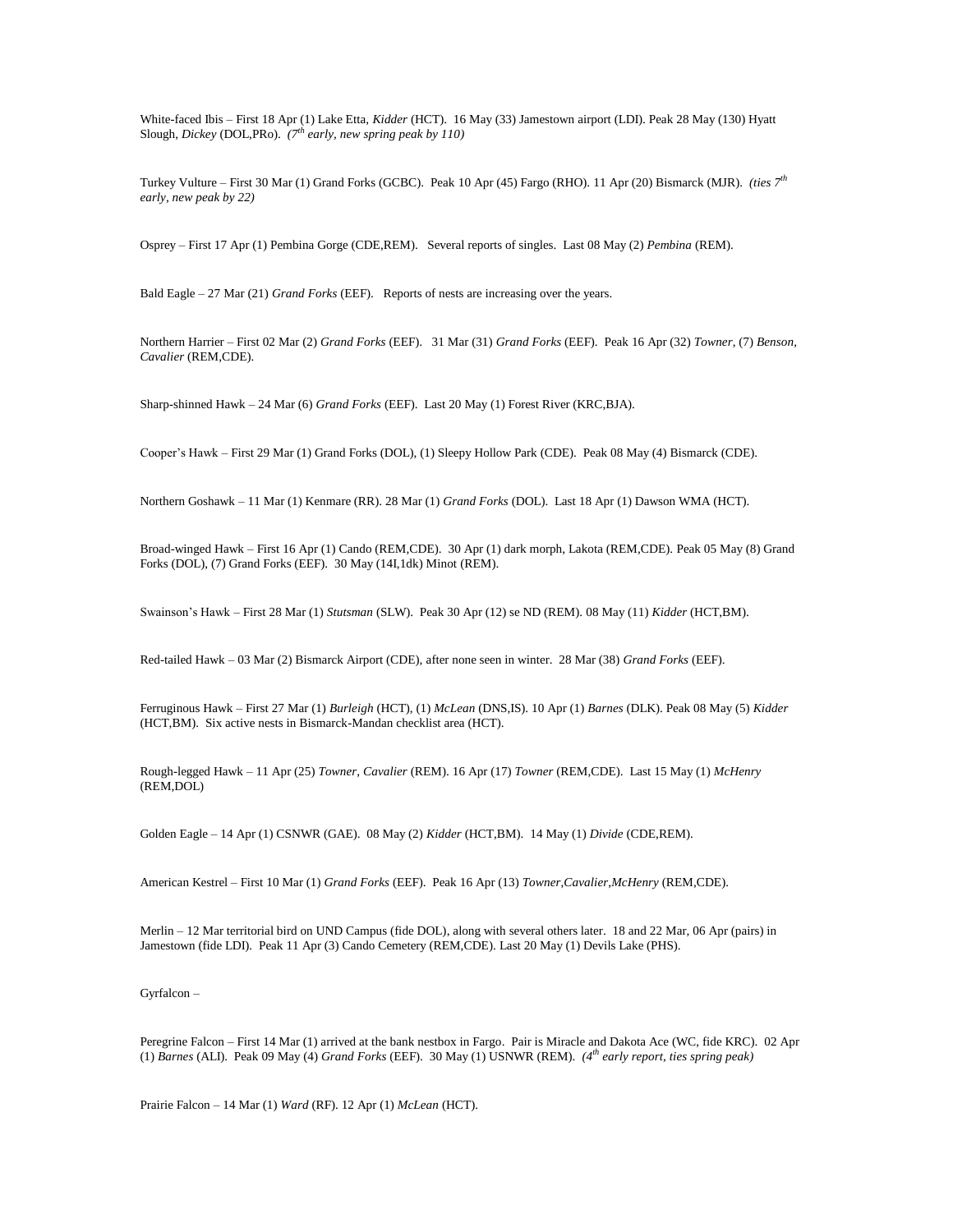White-faced Ibis – First 18 Apr (1) Lake Etta, *Kidder* (HCT). 16 May (33) Jamestown airport (LDI). Peak 28 May (130) Hyatt Slough, *Dickey* (DOL,PRo). *(7th early, new spring peak by 110)*

Turkey Vulture – First 30 Mar (1) Grand Forks (GCBC). Peak 10 Apr (45) Fargo (RHO). 11 Apr (20) Bismarck (MJR). *(ties 7th early, new peak by 22)*

Osprey – First 17 Apr (1) Pembina Gorge (CDE,REM). Several reports of singles. Last 08 May (2) *Pembina* (REM).

Bald Eagle – 27 Mar (21) *Grand Forks* (EEF). Reports of nests are increasing over the years.

Northern Harrier – First 02 Mar (2) *Grand Forks* (EEF). 31 Mar (31) *Grand Forks* (EEF). Peak 16 Apr (32) *Towner*, (7) *Benson*, *Cavalier* (REM,CDE).

Sharp-shinned Hawk – 24 Mar (6) *Grand Forks* (EEF). Last 20 May (1) Forest River (KRC,BJA).

Cooper's Hawk – First 29 Mar (1) Grand Forks (DOL), (1) Sleepy Hollow Park (CDE). Peak 08 May (4) Bismarck (CDE).

Northern Goshawk – 11 Mar (1) Kenmare (RR). 28 Mar (1) *Grand Forks* (DOL). Last 18 Apr (1) Dawson WMA (HCT).

Broad-winged Hawk – First 16 Apr (1) Cando (REM,CDE). 30 Apr (1) dark morph, Lakota (REM,CDE). Peak 05 May (8) Grand Forks (DOL), (7) Grand Forks (EEF). 30 May (14I,1dk) Minot (REM).

Swainson's Hawk – First 28 Mar (1) *Stutsman* (SLW). Peak 30 Apr (12) se ND (REM). 08 May (11) *Kidder* (HCT,BM).

Red-tailed Hawk – 03 Mar (2) Bismarck Airport (CDE), after none seen in winter. 28 Mar (38) *Grand Forks* (EEF).

Ferruginous Hawk – First 27 Mar (1) *Burleigh* (HCT), (1) *McLean* (DNS,IS). 10 Apr (1) *Barnes* (DLK). Peak 08 May (5) *Kidder* (HCT,BM). Six active nests in Bismarck-Mandan checklist area (HCT).

Rough-legged Hawk – 11 Apr (25) *Towner*, *Cavalier* (REM). 16 Apr (17) *Towner* (REM,CDE). Last 15 May (1) *McHenry* (REM,DOL)

Golden Eagle – 14 Apr (1) CSNWR (GAE). 08 May (2) *Kidder* (HCT,BM). 14 May (1) *Divide* (CDE,REM).

American Kestrel – First 10 Mar (1) *Grand Forks* (EEF). Peak 16 Apr (13) *Towner*,*Cavalier*,*McHenry* (REM,CDE).

Merlin – 12 Mar territorial bird on UND Campus (fide DOL), along with several others later. 18 and 22 Mar, 06 Apr (pairs) in Jamestown (fide LDI). Peak 11 Apr (3) Cando Cemetery (REM,CDE). Last 20 May (1) Devils Lake (PHS).

Gyrfalcon –

Peregrine Falcon – First 14 Mar (1) arrived at the bank nestbox in Fargo. Pair is Miracle and Dakota Ace (WC, fide KRC). 02 Apr (1) *Barnes* (ALI). Peak 09 May (4) *Grand Forks* (EEF). 30 May (1) USNWR (REM). *(4th early report, ties spring peak)*

Prairie Falcon – 14 Mar (1) *Ward* (RF). 12 Apr (1) *McLean* (HCT).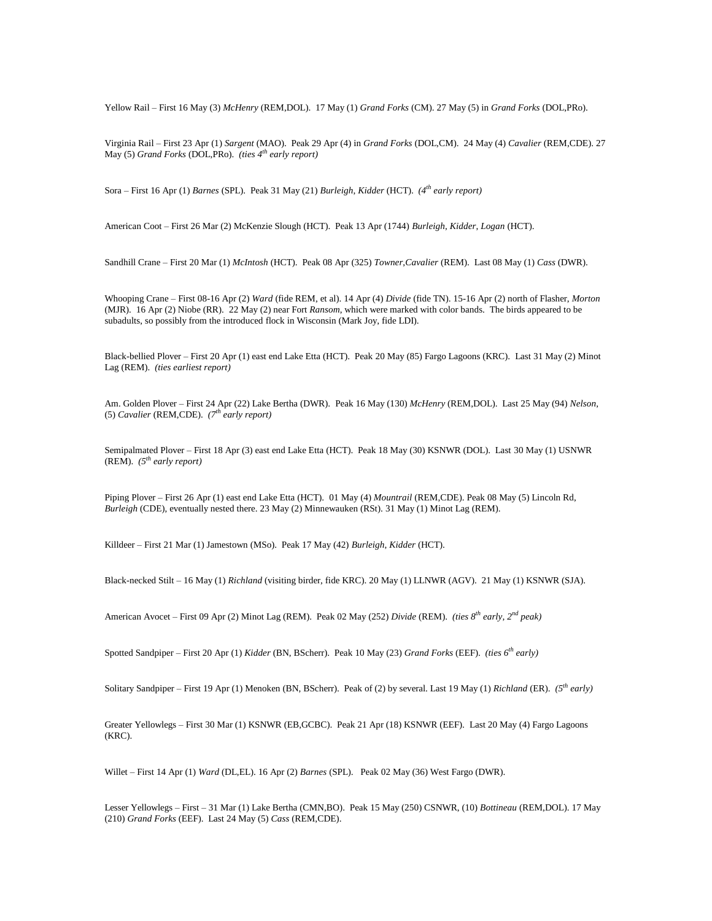Yellow Rail – First 16 May (3) *McHenry* (REM,DOL). 17 May (1) *Grand Forks* (CM). 27 May (5) in *Grand Forks* (DOL,PRo).

Virginia Rail – First 23 Apr (1) *Sargent* (MAO). Peak 29 Apr (4) in *Grand Forks* (DOL,CM). 24 May (4) *Cavalier* (REM,CDE). 27 May (5) *Grand Forks* (DOL,PRo). *(ties 4th early report)*

Sora – First 16 Apr (1) *Barnes* (SPL). Peak 31 May (21) *Burleigh, Kidder* (HCT). *(4th early report)*

American Coot – First 26 Mar (2) McKenzie Slough (HCT). Peak 13 Apr (1744) *Burleigh, Kidder, Logan* (HCT).

Sandhill Crane – First 20 Mar (1) *McIntosh* (HCT). Peak 08 Apr (325) *Towner,Cavalier* (REM). Last 08 May (1) *Cass* (DWR).

Whooping Crane – First 08-16 Apr (2) *Ward* (fide REM, et al). 14 Apr (4) *Divide* (fide TN). 15-16 Apr (2) north of Flasher, *Morton* (MJR). 16 Apr (2) Niobe (RR). 22 May (2) near Fort *Ransom*, which were marked with color bands. The birds appeared to be subadults, so possibly from the introduced flock in Wisconsin (Mark Joy, fide LDI).

Black-bellied Plover – First 20 Apr (1) east end Lake Etta (HCT). Peak 20 May (85) Fargo Lagoons (KRC). Last 31 May (2) Minot Lag (REM). *(ties earliest report)*

Am. Golden Plover – First 24 Apr (22) Lake Bertha (DWR). Peak 16 May (130) *McHenry* (REM,DOL). Last 25 May (94) *Nelson*, (5) *Cavalier* (REM,CDE). *(7th early report)*

Semipalmated Plover – First 18 Apr (3) east end Lake Etta (HCT). Peak 18 May (30) KSNWR (DOL). Last 30 May (1) USNWR (REM). *(5th early report)*

Piping Plover – First 26 Apr (1) east end Lake Etta (HCT). 01 May (4) *Mountrail* (REM,CDE). Peak 08 May (5) Lincoln Rd, *Burleigh* (CDE), eventually nested there. 23 May (2) Minnewauken (RSt). 31 May (1) Minot Lag (REM).

Killdeer – First 21 Mar (1) Jamestown (MSo). Peak 17 May (42) *Burleigh, Kidder* (HCT).

Black-necked Stilt – 16 May (1) *Richland* (visiting birder, fide KRC). 20 May (1) LLNWR (AGV). 21 May (1) KSNWR (SJA).

American Avocet – First 09 Apr (2) Minot Lag (REM). Peak 02 May (252) *Divide* (REM). *(ties 8th early, 2nd peak)*

Spotted Sandpiper – First 20 Apr (1) *Kidder* (BN, BScherr). Peak 10 May (23) *Grand Forks* (EEF). *(ties 6th early)*

Solitary Sandpiper – First 19 Apr (1) Menoken (BN, BScherr). Peak of (2) by several. Last 19 May (1) *Richland* (ER). *(5th early)*

Greater Yellowlegs – First 30 Mar (1) KSNWR (EB,GCBC). Peak 21 Apr (18) KSNWR (EEF). Last 20 May (4) Fargo Lagoons (KRC).

Willet – First 14 Apr (1) *Ward* (DL,EL). 16 Apr (2) *Barnes* (SPL). Peak 02 May (36) West Fargo (DWR).

Lesser Yellowlegs – First – 31 Mar (1) Lake Bertha (CMN,BO). Peak 15 May (250) CSNWR, (10) *Bottineau* (REM,DOL). 17 May (210) *Grand Forks* (EEF). Last 24 May (5) *Cass* (REM,CDE).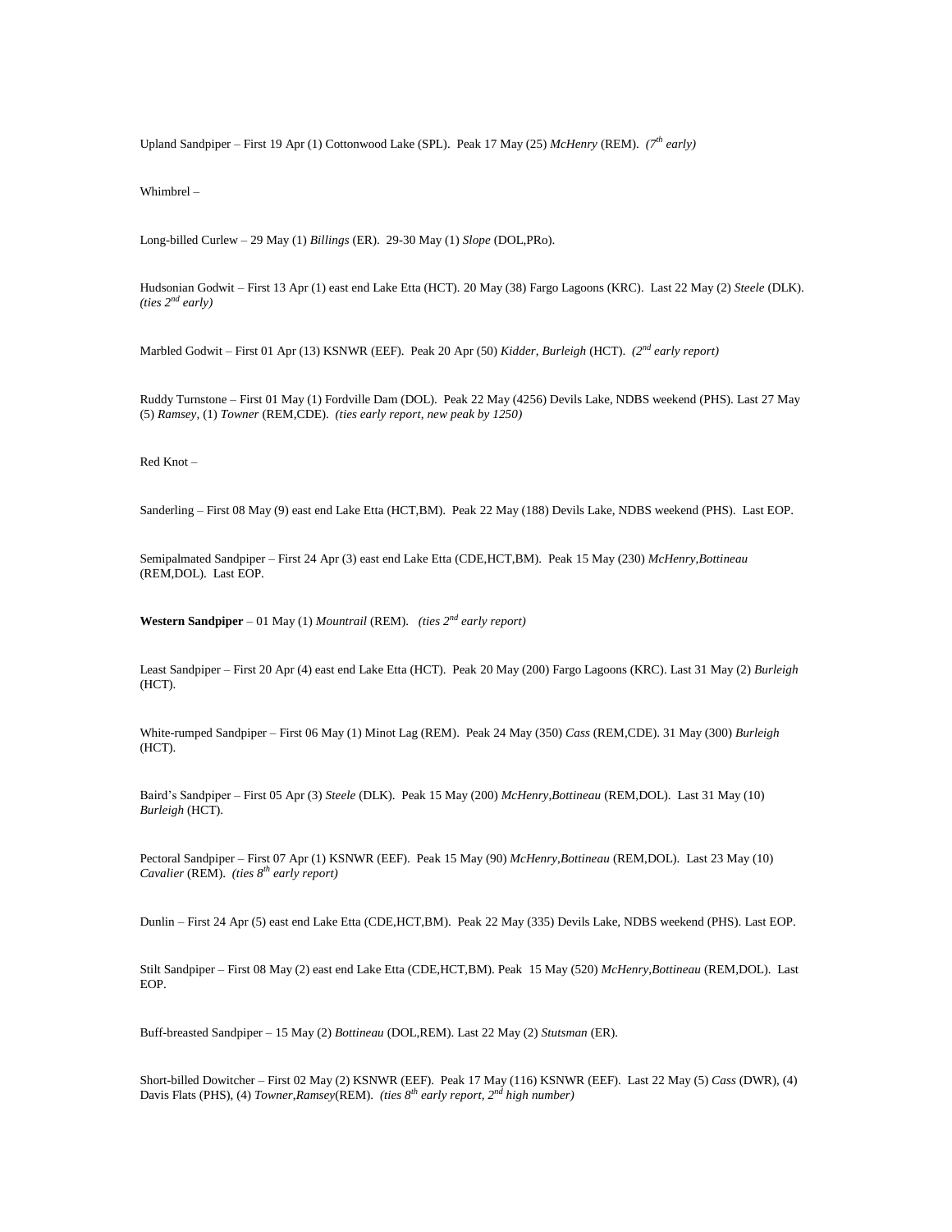Upland Sandpiper – First 19 Apr (1) Cottonwood Lake (SPL). Peak 17 May (25) *McHenry* (REM). *(7th early)*

Whimbrel –

Long-billed Curlew – 29 May (1) *Billings* (ER). 29-30 May (1) *Slope* (DOL,PRo).

Hudsonian Godwit – First 13 Apr (1) east end Lake Etta (HCT). 20 May (38) Fargo Lagoons (KRC). Last 22 May (2) *Steele* (DLK). *(ties 2nd early)*

Marbled Godwit – First 01 Apr (13) KSNWR (EEF). Peak 20 Apr (50) *Kidder, Burleigh* (HCT). *(2nd early report)*

Ruddy Turnstone – First 01 May (1) Fordville Dam (DOL). Peak 22 May (4256) Devils Lake, NDBS weekend (PHS). Last 27 May (5) *Ramsey*, (1) *Towner* (REM,CDE). *(ties early report, new peak by 1250)*

Red Knot –

Sanderling – First 08 May (9) east end Lake Etta (HCT,BM). Peak 22 May (188) Devils Lake, NDBS weekend (PHS). Last EOP.

Semipalmated Sandpiper – First 24 Apr (3) east end Lake Etta (CDE,HCT,BM). Peak 15 May (230) *McHenry,Bottineau* (REM,DOL). Last EOP.

**Western Sandpiper** – 01 May (1) *Mountrail* (REM). *(ties 2nd early report)*

Least Sandpiper – First 20 Apr (4) east end Lake Etta (HCT). Peak 20 May (200) Fargo Lagoons (KRC). Last 31 May (2) *Burleigh* (HCT).

White-rumped Sandpiper – First 06 May (1) Minot Lag (REM). Peak 24 May (350) *Cass* (REM,CDE). 31 May (300) *Burleigh* (HCT).

Baird's Sandpiper – First 05 Apr (3) *Steele* (DLK). Peak 15 May (200) *McHenry,Bottineau* (REM,DOL). Last 31 May (10) *Burleigh* (HCT).

Pectoral Sandpiper – First 07 Apr (1) KSNWR (EEF). Peak 15 May (90) *McHenry,Bottineau* (REM,DOL). Last 23 May (10) *Cavalier* (REM). *(ties 8th early report)*

Dunlin – First 24 Apr (5) east end Lake Etta (CDE,HCT,BM). Peak 22 May (335) Devils Lake, NDBS weekend (PHS). Last EOP.

Stilt Sandpiper – First 08 May (2) east end Lake Etta (CDE,HCT,BM). Peak 15 May (520) *McHenry,Bottineau* (REM,DOL). Last EOP.

Buff-breasted Sandpiper – 15 May (2) *Bottineau* (DOL,REM). Last 22 May (2) *Stutsman* (ER).

Short-billed Dowitcher – First 02 May (2) KSNWR (EEF). Peak 17 May (116) KSNWR (EEF). Last 22 May (5) *Cass* (DWR), (4) Davis Flats (PHS), (4) *Towner,Ramsey*(REM). *(ties 8th early report, 2nd high number)*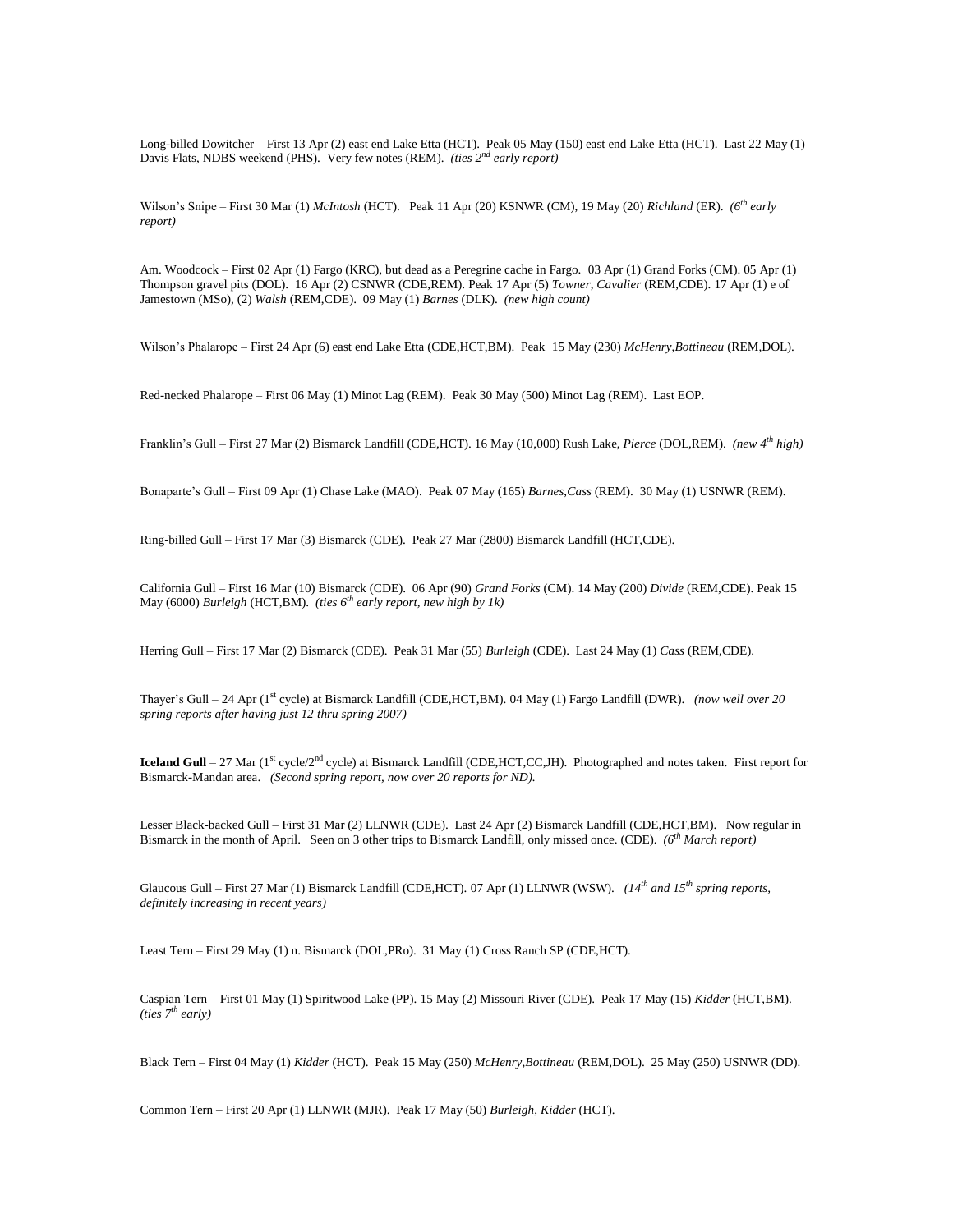Long-billed Dowitcher – First 13 Apr (2) east end Lake Etta (HCT). Peak 05 May (150) east end Lake Etta (HCT). Last 22 May (1) Davis Flats, NDBS weekend (PHS). Very few notes (REM). *(ties 2nd early report)*

Wilson's Snipe – First 30 Mar (1) *McIntosh* (HCT). Peak 11 Apr (20) KSNWR (CM), 19 May (20) *Richland* (ER). *(6th early report)*

Am. Woodcock – First 02 Apr (1) Fargo (KRC), but dead as a Peregrine cache in Fargo. 03 Apr (1) Grand Forks (CM). 05 Apr (1) Thompson gravel pits (DOL). 16 Apr (2) CSNWR (CDE,REM). Peak 17 Apr (5) *Towner, Cavalier* (REM,CDE). 17 Apr (1) e of Jamestown (MSo), (2) *Walsh* (REM,CDE). 09 May (1) *Barnes* (DLK). *(new high count)*

Wilson's Phalarope – First 24 Apr (6) east end Lake Etta (CDE,HCT,BM). Peak 15 May (230) *McHenry,Bottineau* (REM,DOL).

Red-necked Phalarope – First 06 May (1) Minot Lag (REM). Peak 30 May (500) Minot Lag (REM). Last EOP.

Franklin's Gull – First 27 Mar (2) Bismarck Landfill (CDE,HCT). 16 May (10,000) Rush Lake, *Pierce* (DOL,REM). *(new 4th high)*

Bonaparte's Gull – First 09 Apr (1) Chase Lake (MAO). Peak 07 May (165) *Barnes,Cass* (REM). 30 May (1) USNWR (REM).

Ring-billed Gull – First 17 Mar (3) Bismarck (CDE). Peak 27 Mar (2800) Bismarck Landfill (HCT,CDE).

California Gull – First 16 Mar (10) Bismarck (CDE). 06 Apr (90) *Grand Forks* (CM). 14 May (200) *Divide* (REM,CDE). Peak 15 May (6000) *Burleigh* (HCT,BM). *(ties 6th early report, new high by 1k)*

Herring Gull – First 17 Mar (2) Bismarck (CDE). Peak 31 Mar (55) *Burleigh* (CDE). Last 24 May (1) *Cass* (REM,CDE).

Thayer's Gull – 24 Apr (1st cycle) at Bismarck Landfill (CDE,HCT,BM). 04 May (1) Fargo Landfill (DWR). *(now well over 20 spring reports after having just 12 thru spring 2007)*

**Iceland Gull** – 27 Mar (1st cycle/2nd cycle) at Bismarck Landfill (CDE,HCT,CC,JH). Photographed and notes taken. First report for Bismarck-Mandan area. *(Second spring report, now over 20 reports for ND).*

Lesser Black-backed Gull – First 31 Mar (2) LLNWR (CDE). Last 24 Apr (2) Bismarck Landfill (CDE,HCT,BM). Now regular in Bismarck in the month of April. Seen on 3 other trips to Bismarck Landfill, only missed once. (CDE). *(6th March report)*

Glaucous Gull – First 27 Mar (1) Bismarck Landfill (CDE,HCT). 07 Apr (1) LLNWR (WSW). *(14th and 15th spring reports, definitely increasing in recent years)*

Least Tern – First 29 May (1) n. Bismarck (DOL,PRo). 31 May (1) Cross Ranch SP (CDE,HCT).

Caspian Tern – First 01 May (1) Spiritwood Lake (PP). 15 May (2) Missouri River (CDE). Peak 17 May (15) *Kidder* (HCT,BM). *(ties 7th early)*

Black Tern – First 04 May (1) *Kidder* (HCT). Peak 15 May (250) *McHenry,Bottineau* (REM,DOL). 25 May (250) USNWR (DD).

Common Tern – First 20 Apr (1) LLNWR (MJR). Peak 17 May (50) *Burleigh, Kidder* (HCT).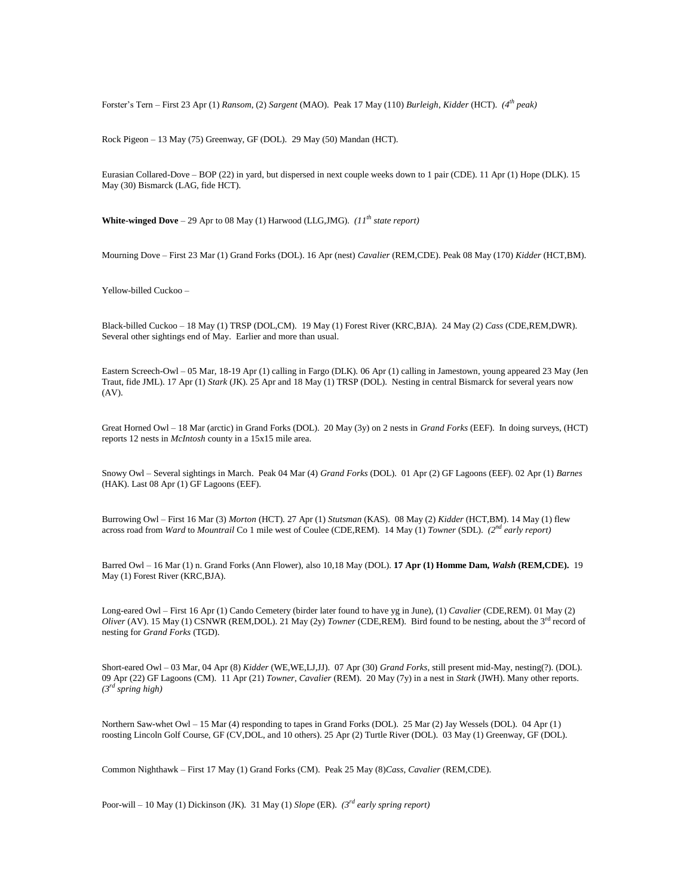Forster's Tern – First 23 Apr (1) *Ransom*, (2) *Sargent* (MAO). Peak 17 May (110) *Burleigh*, *Kidder* (HCT). *(4th peak)*

Rock Pigeon – 13 May (75) Greenway, GF (DOL). 29 May (50) Mandan (HCT).

Eurasian Collared-Dove – BOP (22) in yard, but dispersed in next couple weeks down to 1 pair (CDE). 11 Apr (1) Hope (DLK). 15 May (30) Bismarck (LAG, fide HCT).

**White-winged Dove** – 29 Apr to 08 May (1) Harwood (LLG,JMG). *(11th state report)*

Mourning Dove – First 23 Mar (1) Grand Forks (DOL). 16 Apr (nest) *Cavalier* (REM,CDE). Peak 08 May (170) *Kidder* (HCT,BM).

Yellow-billed Cuckoo –

Black-billed Cuckoo – 18 May (1) TRSP (DOL,CM). 19 May (1) Forest River (KRC,BJA). 24 May (2) *Cass* (CDE,REM,DWR). Several other sightings end of May. Earlier and more than usual.

Eastern Screech-Owl – 05 Mar, 18-19 Apr (1) calling in Fargo (DLK). 06 Apr (1) calling in Jamestown, young appeared 23 May (Jen Traut, fide JML). 17 Apr (1) *Stark* (JK). 25 Apr and 18 May (1) TRSP (DOL). Nesting in central Bismarck for several years now (AV).

Great Horned Owl – 18 Mar (arctic) in Grand Forks (DOL). 20 May (3y) on 2 nests in *Grand Forks* (EEF). In doing surveys, (HCT) reports 12 nests in *McIntosh* county in a 15x15 mile area.

Snowy Owl – Several sightings in March. Peak 04 Mar (4) *Grand Forks* (DOL). 01 Apr (2) GF Lagoons (EEF). 02 Apr (1) *Barnes* (HAK). Last 08 Apr (1) GF Lagoons (EEF).

Burrowing Owl – First 16 Mar (3) *Morton* (HCT). 27 Apr (1) *Stutsman* (KAS). 08 May (2) *Kidder* (HCT,BM). 14 May (1) flew across road from *Ward* to *Mountrail* Co 1 mile west of Coulee (CDE,REM). 14 May (1) *Towner* (SDL). *(2nd early report)*

Barred Owl – 16 Mar (1) n. Grand Forks (Ann Flower), also 10,18 May (DOL). **17 Apr (1) Homme Dam, *Walsh* (REM,CDE).** 19 May (1) Forest River (KRC,BJA).

Long-eared Owl – First 16 Apr (1) Cando Cemetery (birder later found to have yg in June), (1) *Cavalier* (CDE,REM). 01 May (2) *Oliver* (AV). 15 May (1) CSNWR (REM,DOL). 21 May (2y) *Towner* (CDE,REM). Bird found to be nesting, about the 3rd record of nesting for *Grand Forks* (TGD).

Short-eared Owl – 03 Mar, 04 Apr (8) *Kidder* (WE,WE,LJ,JJ). 07 Apr (30) *Grand Forks*, still present mid-May, nesting(?). (DOL). 09 Apr (22) GF Lagoons (CM). 11 Apr (21) *Towner*, *Cavalier* (REM). 20 May (7y) in a nest in *Stark* (JWH). Many other reports. *(3rd spring high)*

Northern Saw-whet Owl – 15 Mar (4) responding to tapes in Grand Forks (DOL). 25 Mar (2) Jay Wessels (DOL). 04 Apr (1) roosting Lincoln Golf Course, GF (CV,DOL, and 10 others). 25 Apr (2) Turtle River (DOL). 03 May (1) Greenway, GF (DOL).

Common Nighthawk – First 17 May (1) Grand Forks (CM). Peak 25 May (8)*Cass*, *Cavalier* (REM,CDE).

Poor-will – 10 May (1) Dickinson (JK). 31 May (1) *Slope* (ER). *(3rd early spring report)*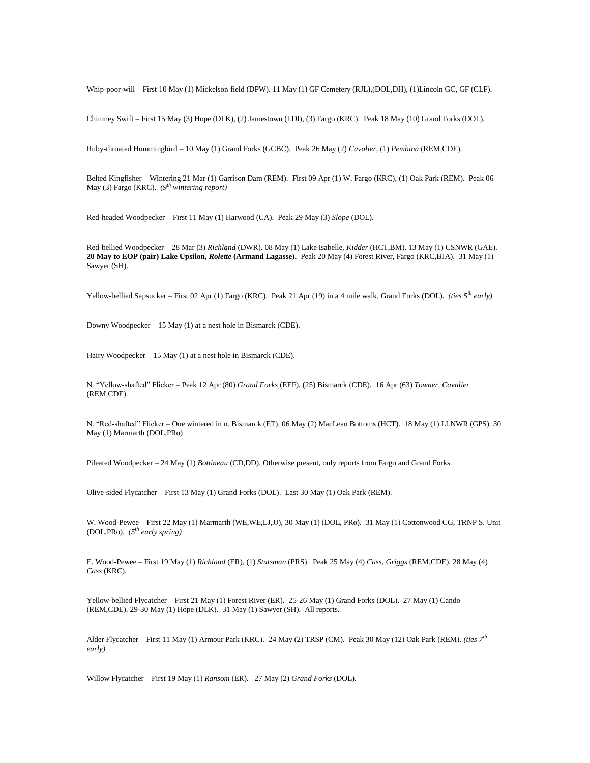Whip-poor-will – First 10 May (1) Mickelson field (DPW). 11 May (1) GF Cemetery (RJL),(DOL,DH), (1)Lincoln GC, GF (CLF).

Chimney Swift – First 15 May (3) Hope (DLK), (2) Jamestown (LDI), (3) Fargo (KRC). Peak 18 May (10) Grand Forks (DOL).

Ruby-throated Hummingbird – 10 May (1) Grand Forks (GCBC). Peak 26 May (2) *Cavalier*, (1) *Pembina* (REM,CDE).

Belted Kingfisher – Wintering 21 Mar (1) Garrison Dam (REM). First 09 Apr (1) W. Fargo (KRC), (1) Oak Park (REM). Peak 06 May (3) Fargo (KRC). *(9th wintering report)*

Red-headed Woodpecker – First 11 May (1) Harwood (CA). Peak 29 May (3) *Slope* (DOL).

Red-bellied Woodpecker – 28 Mar (3) *Richland* (DWR). 08 May (1) Lake Isabelle, *Kidder* (HCT,BM). 13 May (1) CSNWR (GAE). **20 May to EOP (pair) Lake Upsilon, *Rolette* (Armand Lagasse).** Peak 20 May (4) Forest River, Fargo (KRC,BJA). 31 May (1) Sawyer (SH).

Yellow-bellied Sapsucker – First 02 Apr (1) Fargo (KRC). Peak 21 Apr (19) in a 4 mile walk, Grand Forks (DOL). *(ties 5th early)*

Downy Woodpecker – 15 May (1) at a nest hole in Bismarck (CDE).

Hairy Woodpecker – 15 May (1) at a nest hole in Bismarck (CDE).

N. "Yellow-shafted" Flicker – Peak 12 Apr (80) *Grand Forks* (EEF), (25) Bismarck (CDE). 16 Apr (63) *Towner, Cavalier* (REM,CDE).

N. "Red-shafted" Flicker – One wintered in n. Bismarck (ET). 06 May (2) MacLean Bottoms (HCT). 18 May (1) LLNWR (GPS). 30 May (1) Marmarth (DOL,PRo)

Pileated Woodpecker – 24 May (1) *Bottineau* (CD,DD). Otherwise present, only reports from Fargo and Grand Forks.

Olive-sided Flycatcher – First 13 May (1) Grand Forks (DOL). Last 30 May (1) Oak Park (REM).

W. Wood-Pewee – First 22 May (1) Marmarth (WE,WE,LJ,JJ), 30 May (1) (DOL, PRo). 31 May (1) Cottonwood CG, TRNP S. Unit (DOL,PRo). *(5th early spring)*

E. Wood-Pewee – First 19 May (1) *Richland* (ER), (1) *Stutsman* (PRS). Peak 25 May (4) *Cass, Griggs* (REM,CDE), 28 May (4) *Cass* (KRC).

Yellow-bellied Flycatcher – First 21 May (1) Forest River (ER). 25-26 May (1) Grand Forks (DOL). 27 May (1) Cando (REM,CDE). 29-30 May (1) Hope (DLK). 31 May (1) Sawyer (SH). All reports.

Alder Flycatcher – First 11 May (1) Armour Park (KRC). 24 May (2) TRSP (CM). Peak 30 May (12) Oak Park (REM). *(ties 7th early)*

Willow Flycatcher – First 19 May (1) *Ransom* (ER). 27 May (2) *Grand Forks* (DOL).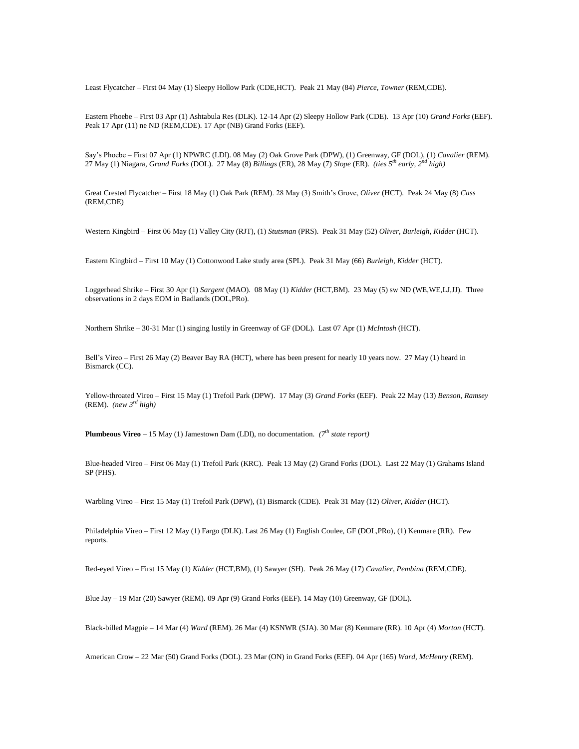Least Flycatcher – First 04 May (1) Sleepy Hollow Park (CDE,HCT). Peak 21 May (84) *Pierce, Towner* (REM,CDE).

Eastern Phoebe – First 03 Apr (1) Ashtabula Res (DLK). 12-14 Apr (2) Sleepy Hollow Park (CDE). 13 Apr (10) *Grand Forks* (EEF). Peak 17 Apr (11) ne ND (REM,CDE). 17 Apr (NB) Grand Forks (EEF).

Say's Phoebe – First 07 Apr (1) NPWRC (LDI). 08 May (2) Oak Grove Park (DPW), (1) Greenway, GF (DOL), (1) *Cavalier* (REM). 27 May (1) Niagara, *Grand Forks* (DOL). 27 May (8) *Billings* (ER), 28 May (7) *Slope* (ER). *(ties 5th early, 2nd high)*

Great Crested Flycatcher – First 18 May (1) Oak Park (REM). 28 May (3) Smith's Grove, *Oliver* (HCT). Peak 24 May (8) *Cass* (REM,CDE)

Western Kingbird – First 06 May (1) Valley City (RJT), (1) *Stutsman* (PRS). Peak 31 May (52) *Oliver, Burleigh, Kidder* (HCT).

Eastern Kingbird – First 10 May (1) Cottonwood Lake study area (SPL). Peak 31 May (66) *Burleigh, Kidder* (HCT).

Loggerhead Shrike – First 30 Apr (1) *Sargent* (MAO). 08 May (1) *Kidder* (HCT,BM). 23 May (5) sw ND (WE,WE,LJ,JJ). Three observations in 2 days EOM in Badlands (DOL,PRo).

Northern Shrike – 30-31 Mar (1) singing lustily in Greenway of GF (DOL). Last 07 Apr (1) *McIntosh* (HCT).

Bell's Vireo – First 26 May (2) Beaver Bay RA (HCT), where has been present for nearly 10 years now. 27 May (1) heard in Bismarck (CC).

Yellow-throated Vireo – First 15 May (1) Trefoil Park (DPW). 17 May (3) *Grand Forks* (EEF). Peak 22 May (13) *Benson, Ramsey* (REM). *(new 3rd high)*

**Plumbeous Vireo** – 15 May (1) Jamestown Dam (LDI), no documentation. *(7th state report)*

Blue-headed Vireo – First 06 May (1) Trefoil Park (KRC). Peak 13 May (2) Grand Forks (DOL). Last 22 May (1) Grahams Island SP (PHS).

Warbling Vireo – First 15 May (1) Trefoil Park (DPW), (1) Bismarck (CDE). Peak 31 May (12) *Oliver, Kidder* (HCT).

Philadelphia Vireo – First 12 May (1) Fargo (DLK). Last 26 May (1) English Coulee, GF (DOL,PRo), (1) Kenmare (RR). Few reports.

Red-eyed Vireo – First 15 May (1) *Kidder* (HCT,BM), (1) Sawyer (SH). Peak 26 May (17) *Cavalier, Pembina* (REM,CDE).

Blue Jay – 19 Mar (20) Sawyer (REM). 09 Apr (9) Grand Forks (EEF). 14 May (10) Greenway, GF (DOL).

Black-billed Magpie – 14 Mar (4) *Ward* (REM). 26 Mar (4) KSNWR (SJA). 30 Mar (8) Kenmare (RR). 10 Apr (4) *Morton* (HCT).

American Crow – 22 Mar (50) Grand Forks (DOL). 23 Mar (ON) in Grand Forks (EEF). 04 Apr (165) *Ward, McHenry* (REM).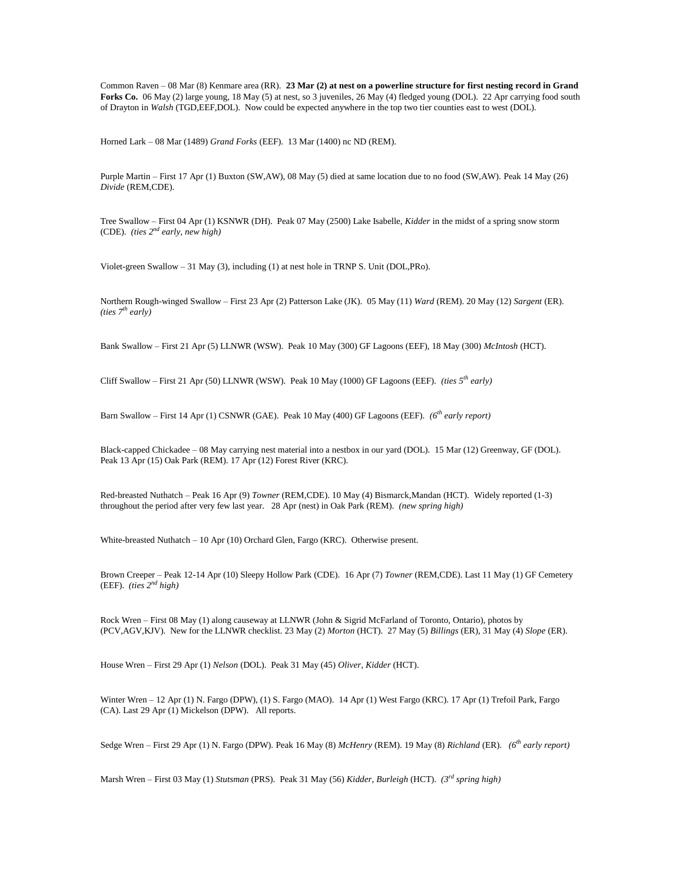Common Raven – 08 Mar (8) Kenmare area (RR). **23 Mar (2) at nest on a powerline structure for first nesting record in Grand Forks Co.** 06 May (2) large young, 18 May (5) at nest, so 3 juveniles, 26 May (4) fledged young (DOL). 22 Apr carrying food south of Drayton in *Walsh* (TGD,EEF,DOL). Now could be expected anywhere in the top two tier counties east to west (DOL).

Horned Lark – 08 Mar (1489) *Grand Forks* (EEF). 13 Mar (1400) nc ND (REM).

Purple Martin – First 17 Apr (1) Buxton (SW,AW), 08 May (5) died at same location due to no food (SW,AW). Peak 14 May (26) *Divide* (REM,CDE).

Tree Swallow – First 04 Apr (1) KSNWR (DH). Peak 07 May (2500) Lake Isabelle, *Kidder* in the midst of a spring snow storm (CDE). *(ties 2nd early, new high)*

Violet-green Swallow – 31 May (3), including (1) at nest hole in TRNP S. Unit (DOL,PRo).

Northern Rough-winged Swallow – First 23 Apr (2) Patterson Lake (JK). 05 May (11) *Ward* (REM). 20 May (12) *Sargent* (ER). *(ties 7th early)*

Bank Swallow – First 21 Apr (5) LLNWR (WSW). Peak 10 May (300) GF Lagoons (EEF), 18 May (300) *McIntosh* (HCT).

Cliff Swallow – First 21 Apr (50) LLNWR (WSW). Peak 10 May (1000) GF Lagoons (EEF). *(ties 5th early)*

Barn Swallow – First 14 Apr (1) CSNWR (GAE). Peak 10 May (400) GF Lagoons (EEF). *(6th early report)*

Black-capped Chickadee – 08 May carrying nest material into a nestbox in our yard (DOL). 15 Mar (12) Greenway, GF (DOL). Peak 13 Apr (15) Oak Park (REM). 17 Apr (12) Forest River (KRC).

Red-breasted Nuthatch – Peak 16 Apr (9) *Towner* (REM,CDE). 10 May (4) Bismarck,Mandan (HCT). Widely reported (1-3) throughout the period after very few last year. 28 Apr (nest) in Oak Park (REM). *(new spring high)*

White-breasted Nuthatch – 10 Apr (10) Orchard Glen, Fargo (KRC). Otherwise present.

Brown Creeper – Peak 12-14 Apr (10) Sleepy Hollow Park (CDE). 16 Apr (7) *Towner* (REM,CDE). Last 11 May (1) GF Cemetery (EEF). *(ties 2nd high)*

Rock Wren – First 08 May (1) along causeway at LLNWR (John & Sigrid McFarland of Toronto, Ontario), photos by (PCV,AGV,KJV). New for the LLNWR checklist. 23 May (2) *Morton* (HCT). 27 May (5) *Billings* (ER), 31 May (4) *Slope* (ER).

House Wren – First 29 Apr (1) *Nelson* (DOL). Peak 31 May (45) *Oliver*, *Kidder* (HCT).

Winter Wren – 12 Apr (1) N. Fargo (DPW), (1) S. Fargo (MAO). 14 Apr (1) West Fargo (KRC). 17 Apr (1) Trefoil Park, Fargo (CA). Last 29 Apr (1) Mickelson (DPW). All reports.

Sedge Wren – First 29 Apr (1) N. Fargo (DPW). Peak 16 May (8) *McHenry* (REM). 19 May (8) *Richland* (ER). *(6th early report)*

Marsh Wren – First 03 May (1) *Stutsman* (PRS). Peak 31 May (56) *Kidder*, *Burleigh* (HCT). *(3rd spring high)*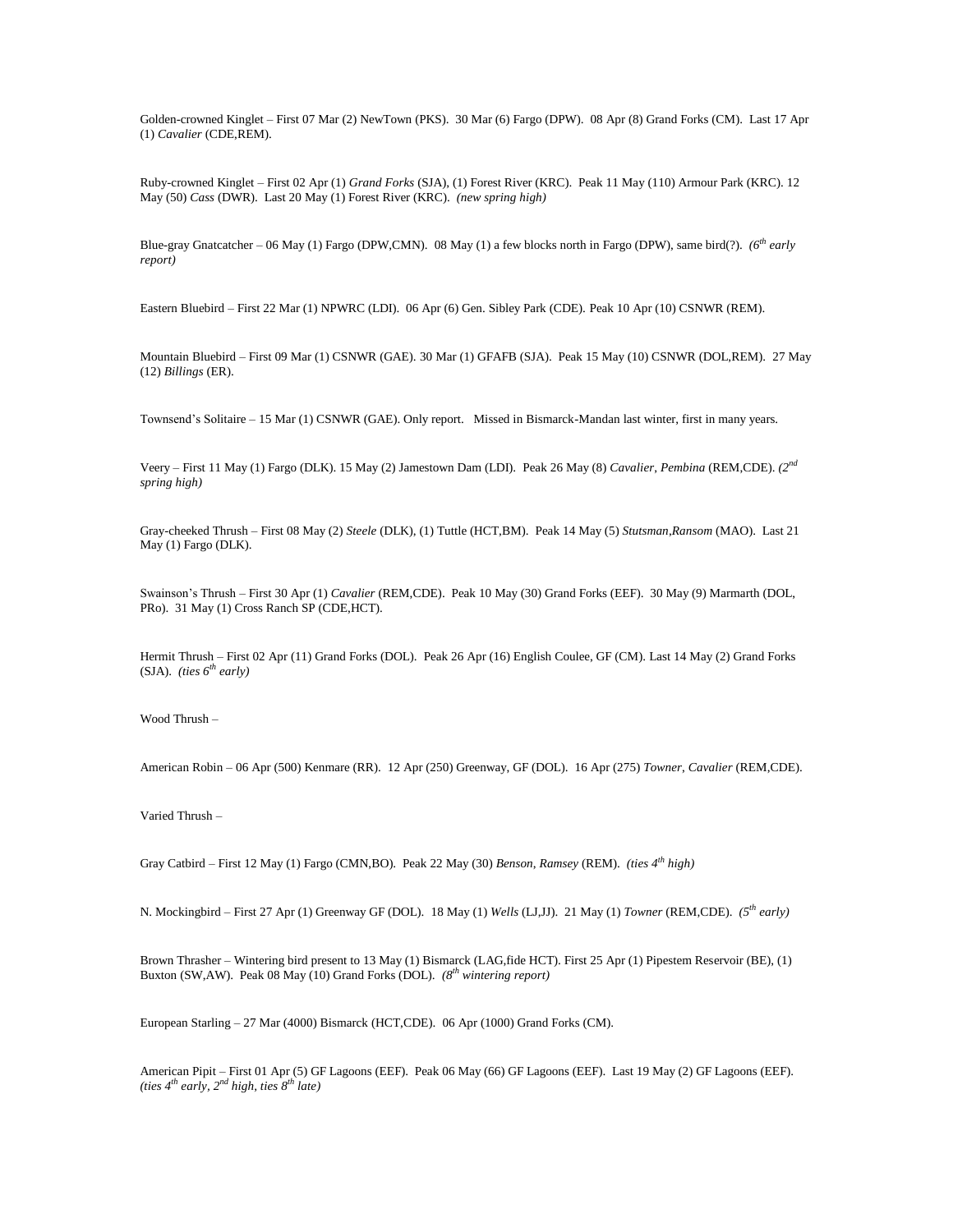Golden-crowned Kinglet – First 07 Mar (2) NewTown (PKS). 30 Mar (6) Fargo (DPW). 08 Apr (8) Grand Forks (CM). Last 17 Apr (1) *Cavalier* (CDE,REM).

Ruby-crowned Kinglet – First 02 Apr (1) *Grand Forks* (SJA), (1) Forest River (KRC). Peak 11 May (110) Armour Park (KRC). 12 May (50) *Cass* (DWR). Last 20 May (1) Forest River (KRC). *(new spring high)*

Blue-gray Gnatcatcher – 06 May (1) Fargo (DPW,CMN). 08 May (1) a few blocks north in Fargo (DPW), same bird(?). *(6th early report)*

Eastern Bluebird – First 22 Mar (1) NPWRC (LDI). 06 Apr (6) Gen. Sibley Park (CDE). Peak 10 Apr (10) CSNWR (REM).

Mountain Bluebird – First 09 Mar (1) CSNWR (GAE). 30 Mar (1) GFAFB (SJA). Peak 15 May (10) CSNWR (DOL,REM). 27 May (12) *Billings* (ER).

Townsend's Solitaire – 15 Mar (1) CSNWR (GAE). Only report. Missed in Bismarck-Mandan last winter, first in many years.

Veery – First 11 May (1) Fargo (DLK). 15 May (2) Jamestown Dam (LDI). Peak 26 May (8) *Cavalier, Pembina* (REM,CDE). *(2nd spring high)*

Gray-cheeked Thrush – First 08 May (2) *Steele* (DLK), (1) Tuttle (HCT,BM). Peak 14 May (5) *Stutsman,Ransom* (MAO). Last 21 May (1) Fargo (DLK).

Swainson's Thrush – First 30 Apr (1) *Cavalier* (REM,CDE). Peak 10 May (30) Grand Forks (EEF). 30 May (9) Marmarth (DOL, PRo). 31 May (1) Cross Ranch SP (CDE,HCT).

Hermit Thrush – First 02 Apr (11) Grand Forks (DOL). Peak 26 Apr (16) English Coulee, GF (CM). Last 14 May (2) Grand Forks (SJA). *(ties 6th early)*

Wood Thrush –

American Robin – 06 Apr (500) Kenmare (RR). 12 Apr (250) Greenway, GF (DOL). 16 Apr (275) *Towner, Cavalier* (REM,CDE).

Varied Thrush –

Gray Catbird – First 12 May (1) Fargo (CMN,BO). Peak 22 May (30) *Benson, Ramsey* (REM). *(ties 4th high)*

N. Mockingbird – First 27 Apr (1) Greenway GF (DOL). 18 May (1) *Wells* (LJ,JJ). 21 May (1) *Towner* (REM,CDE). *(5th early)*

Brown Thrasher – Wintering bird present to 13 May (1) Bismarck (LAG,fide HCT). First 25 Apr (1) Pipestem Reservoir (BE), (1) Buxton (SW,AW). Peak 08 May (10) Grand Forks (DOL). *(8th wintering report)*

European Starling – 27 Mar (4000) Bismarck (HCT,CDE). 06 Apr (1000) Grand Forks (CM).

American Pipit – First 01 Apr (5) GF Lagoons (EEF). Peak 06 May (66) GF Lagoons (EEF). Last 19 May (2) GF Lagoons (EEF). *(ties 4th early, 2nd high, ties 8th late)*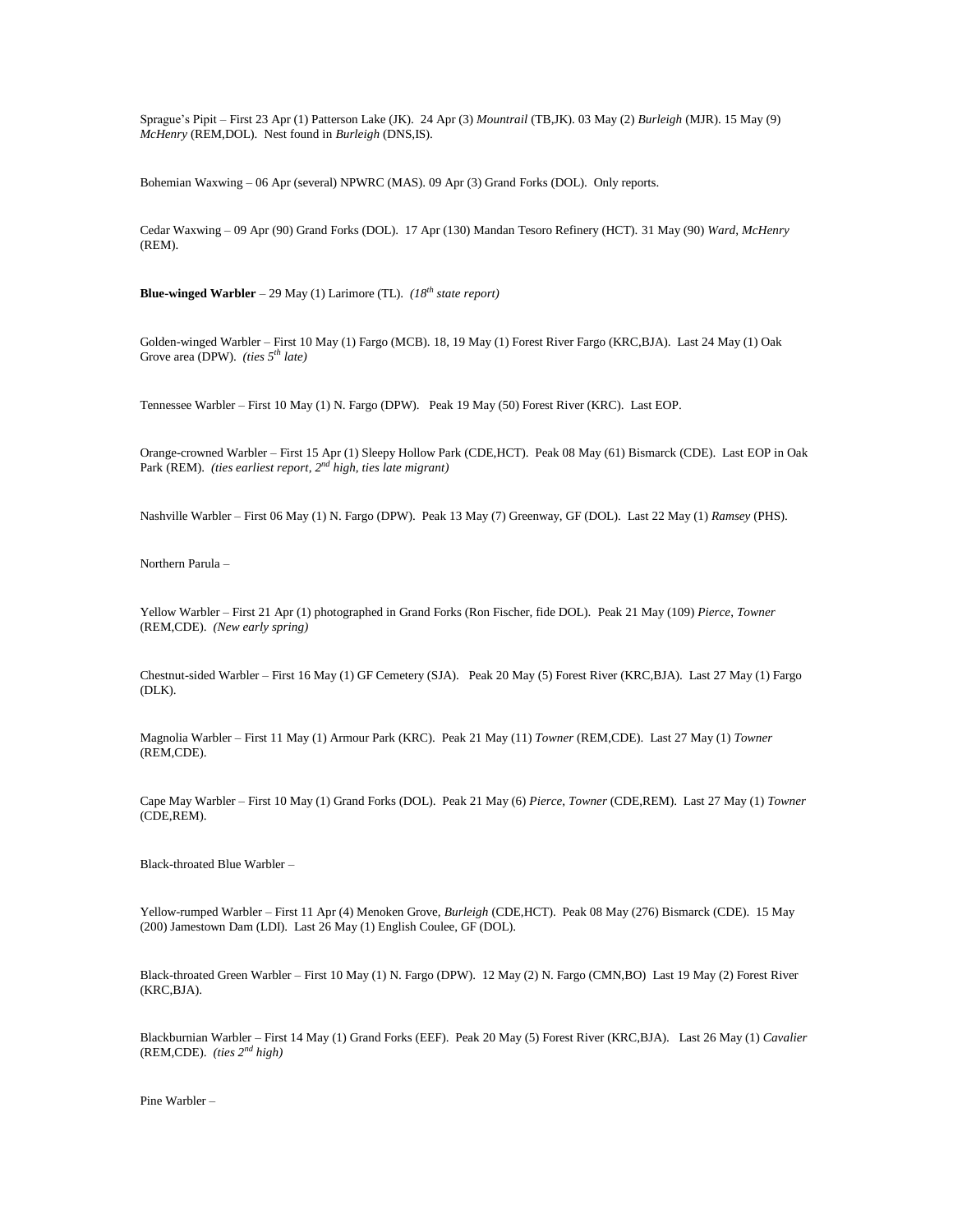Sprague's Pipit – First 23 Apr (1) Patterson Lake (JK). 24 Apr (3) *Mountrail* (TB,JK). 03 May (2) *Burleigh* (MJR). 15 May (9) *McHenry* (REM,DOL). Nest found in *Burleigh* (DNS,IS).

Bohemian Waxwing – 06 Apr (several) NPWRC (MAS). 09 Apr (3) Grand Forks (DOL). Only reports.

Cedar Waxwing – 09 Apr (90) Grand Forks (DOL). 17 Apr (130) Mandan Tesoro Refinery (HCT). 31 May (90) *Ward*, *McHenry* (REM).

**Blue-winged Warbler** – 29 May (1) Larimore (TL). *(18th state report)*

Golden-winged Warbler – First 10 May (1) Fargo (MCB). 18, 19 May (1) Forest River Fargo (KRC,BJA). Last 24 May (1) Oak Grove area (DPW). *(ties 5th late)*

Tennessee Warbler – First 10 May (1) N. Fargo (DPW). Peak 19 May (50) Forest River (KRC). Last EOP.

Orange-crowned Warbler – First 15 Apr (1) Sleepy Hollow Park (CDE,HCT). Peak 08 May (61) Bismarck (CDE). Last EOP in Oak Park (REM). *(ties earliest report, 2nd high, ties late migrant)*

Nashville Warbler – First 06 May (1) N. Fargo (DPW). Peak 13 May (7) Greenway, GF (DOL). Last 22 May (1) *Ramsey* (PHS).

Northern Parula –

Yellow Warbler – First 21 Apr (1) photographed in Grand Forks (Ron Fischer, fide DOL). Peak 21 May (109) *Pierce*, *Towner* (REM,CDE). *(New early spring)*

Chestnut-sided Warbler – First 16 May (1) GF Cemetery (SJA). Peak 20 May (5) Forest River (KRC,BJA). Last 27 May (1) Fargo (DLK).

Magnolia Warbler – First 11 May (1) Armour Park (KRC). Peak 21 May (11) *Towner* (REM,CDE). Last 27 May (1) *Towner* (REM,CDE).

Cape May Warbler – First 10 May (1) Grand Forks (DOL). Peak 21 May (6) *Pierce*, *Towner* (CDE,REM). Last 27 May (1) *Towner* (CDE,REM).

Black-throated Blue Warbler –

Yellow-rumped Warbler – First 11 Apr (4) Menoken Grove, *Burleigh* (CDE,HCT). Peak 08 May (276) Bismarck (CDE). 15 May (200) Jamestown Dam (LDI). Last 26 May (1) English Coulee, GF (DOL).

Black-throated Green Warbler – First 10 May (1) N. Fargo (DPW). 12 May (2) N. Fargo (CMN,BO) Last 19 May (2) Forest River (KRC,BJA).

Blackburnian Warbler – First 14 May (1) Grand Forks (EEF). Peak 20 May (5) Forest River (KRC,BJA). Last 26 May (1) *Cavalier* (REM,CDE). *(ties 2nd high)*

Pine Warbler –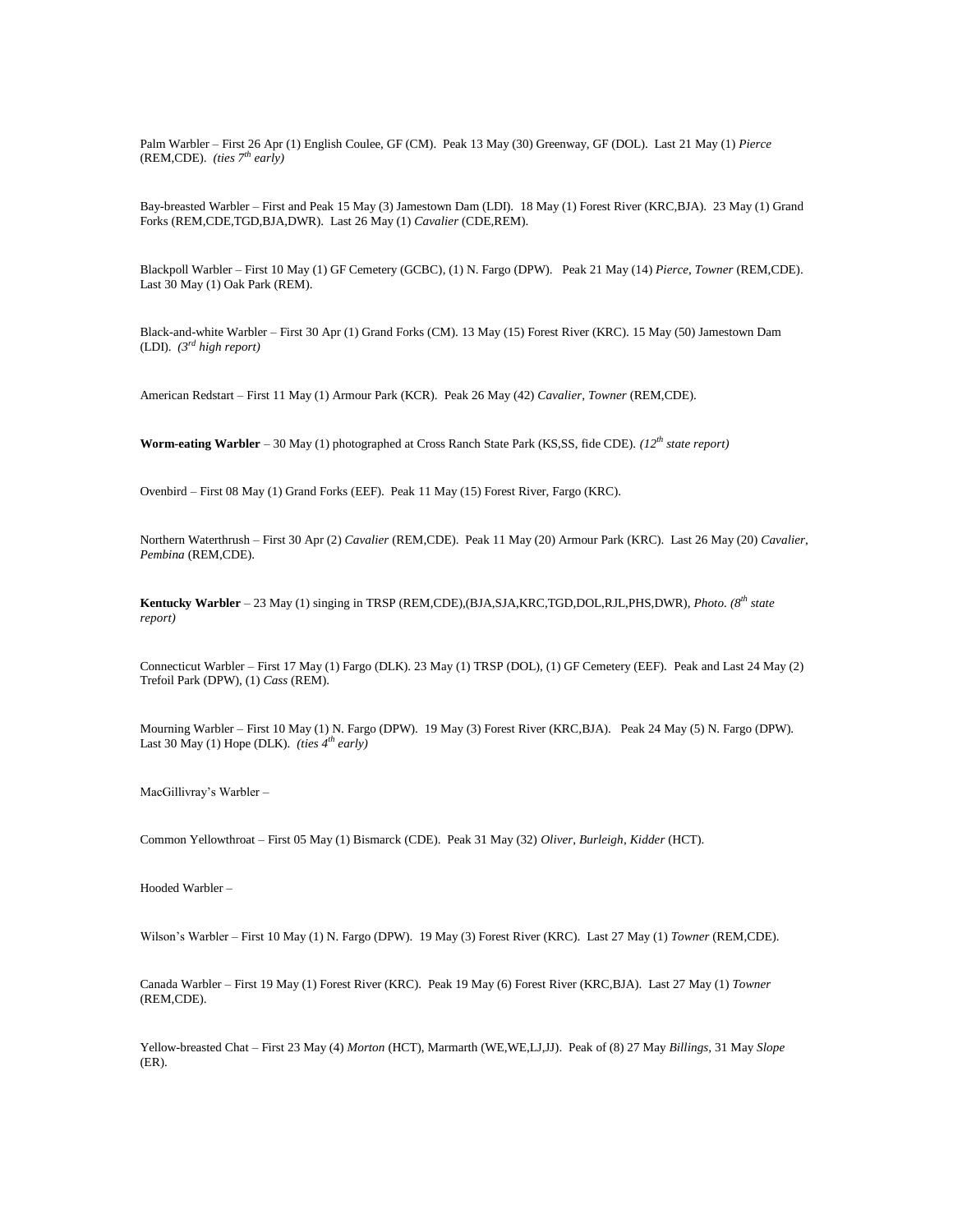Palm Warbler – First 26 Apr (1) English Coulee, GF (CM). Peak 13 May (30) Greenway, GF (DOL). Last 21 May (1) *Pierce* (REM,CDE). *(ties 7th early)*

Bay-breasted Warbler – First and Peak 15 May (3) Jamestown Dam (LDI). 18 May (1) Forest River (KRC,BJA). 23 May (1) Grand Forks (REM,CDE,TGD,BJA,DWR). Last 26 May (1) *Cavalier* (CDE,REM).

Blackpoll Warbler – First 10 May (1) GF Cemetery (GCBC), (1) N. Fargo (DPW). Peak 21 May (14) *Pierce*, *Towner* (REM,CDE). Last 30 May (1) Oak Park (REM).

Black-and-white Warbler – First 30 Apr (1) Grand Forks (CM). 13 May (15) Forest River (KRC). 15 May (50) Jamestown Dam (LDI). *(3rd high report)*

American Redstart – First 11 May (1) Armour Park (KCR). Peak 26 May (42) *Cavalier*, *Towner* (REM,CDE).

**Worm-eating Warbler** – 30 May (1) photographed at Cross Ranch State Park (KS,SS, fide CDE). *(12th state report)*

Ovenbird – First 08 May (1) Grand Forks (EEF). Peak 11 May (15) Forest River, Fargo (KRC).

Northern Waterthrush – First 30 Apr (2) *Cavalier* (REM,CDE). Peak 11 May (20) Armour Park (KRC). Last 26 May (20) *Cavalier*, *Pembina* (REM,CDE).

**Kentucky Warbler** – 23 May (1) singing in TRSP (REM,CDE),(BJA,SJA,KRC,TGD,DOL,RJL,PHS,DWR), *Photo. (8th state report)*

Connecticut Warbler – First 17 May (1) Fargo (DLK). 23 May (1) TRSP (DOL), (1) GF Cemetery (EEF). Peak and Last 24 May (2) Trefoil Park (DPW), (1) *Cass* (REM).

Mourning Warbler – First 10 May (1) N. Fargo (DPW). 19 May (3) Forest River (KRC,BJA). Peak 24 May (5) N. Fargo (DPW). Last 30 May (1) Hope (DLK). *(ties 4th early)*

MacGillivray's Warbler –

Common Yellowthroat – First 05 May (1) Bismarck (CDE). Peak 31 May (32) *Oliver*, *Burleigh*, *Kidder* (HCT).

Hooded Warbler –

Wilson's Warbler – First 10 May (1) N. Fargo (DPW). 19 May (3) Forest River (KRC). Last 27 May (1) *Towner* (REM,CDE).

Canada Warbler – First 19 May (1) Forest River (KRC). Peak 19 May (6) Forest River (KRC,BJA). Last 27 May (1) *Towner* (REM,CDE).

Yellow-breasted Chat – First 23 May (4) *Morton* (HCT), Marmarth (WE,WE,LJ,JJ). Peak of (8) 27 May *Billings*, 31 May *Slope* (ER).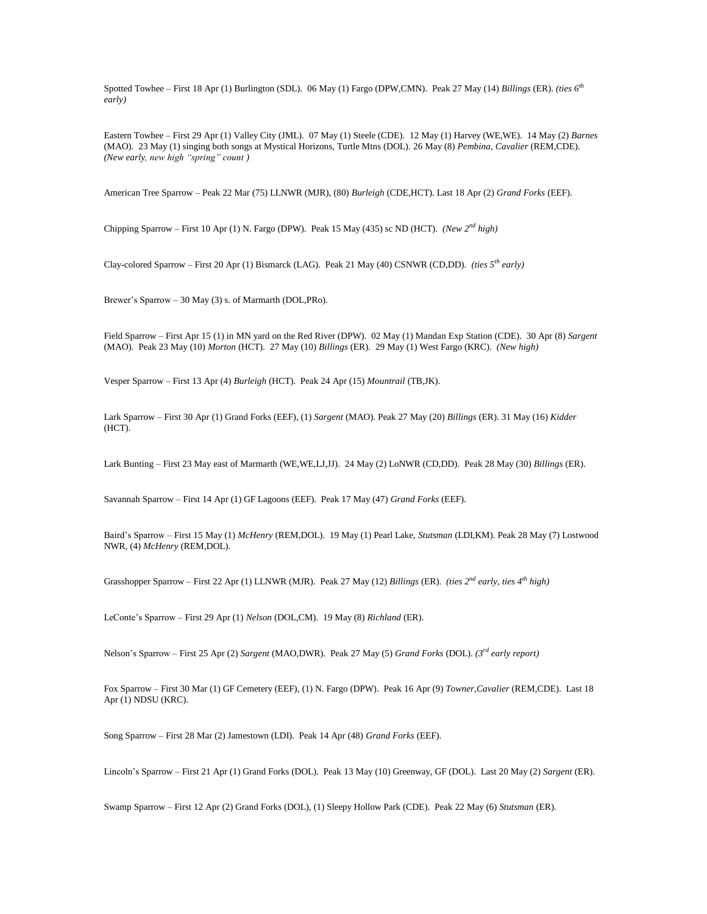Spotted Towhee – First 18 Apr (1) Burlington (SDL). 06 May (1) Fargo (DPW,CMN). Peak 27 May (14) *Billings* (ER). *(ties 6th early)*

Eastern Towhee – First 29 Apr (1) Valley City (JML). 07 May (1) Steele (CDE). 12 May (1) Harvey (WE,WE). 14 May (2) *Barnes* (MAO). 23 May (1) singing both songs at Mystical Horizons, Turtle Mtns (DOL). 26 May (8) *Pembina*, *Cavalier* (REM,CDE). *(New early, new high "spring" count )*

American Tree Sparrow – Peak 22 Mar (75) LLNWR (MJR), (80) *Burleigh* (CDE,HCT). Last 18 Apr (2) *Grand Forks* (EEF).

Chipping Sparrow – First 10 Apr (1) N. Fargo (DPW). Peak 15 May (435) sc ND (HCT). *(New 2nd high)*

Clay-colored Sparrow – First 20 Apr (1) Bismarck (LAG). Peak 21 May (40) CSNWR (CD,DD). *(ties 5th early)*

Brewer's Sparrow – 30 May (3) s. of Marmarth (DOL,PRo).

Field Sparrow – First Apr 15 (1) in MN yard on the Red River (DPW). 02 May (1) Mandan Exp Station (CDE). 30 Apr (8) *Sargent* (MAO). Peak 23 May (10) *Morton* (HCT). 27 May (10) *Billings* (ER). 29 May (1) West Fargo (KRC). *(New high)*

Vesper Sparrow – First 13 Apr (4) *Burleigh* (HCT). Peak 24 Apr (15) *Mountrail* (TB,JK).

Lark Sparrow – First 30 Apr (1) Grand Forks (EEF), (1) *Sargent* (MAO). Peak 27 May (20) *Billings* (ER). 31 May (16) *Kidder* (HCT).

Lark Bunting – First 23 May east of Marmarth (WE,WE,LJ,JJ). 24 May (2) LoNWR (CD,DD). Peak 28 May (30) *Billings* (ER).

Savannah Sparrow – First 14 Apr (1) GF Lagoons (EEF). Peak 17 May (47) *Grand Forks* (EEF).

Baird's Sparrow – First 15 May (1) *McHenry* (REM,DOL). 19 May (1) Pearl Lake, *Stutsman* (LDI,KM). Peak 28 May (7) Lostwood NWR, (4) *McHenry* (REM,DOL).

Grasshopper Sparrow – First 22 Apr (1) LLNWR (MJR). Peak 27 May (12) *Billings* (ER). *(ties 2nd early, ties 4th high)*

LeConte's Sparrow – First 29 Apr (1) *Nelson* (DOL,CM). 19 May (8) *Richland* (ER).

Nelson's Sparrow – First 25 Apr (2) *Sargent* (MAO,DWR). Peak 27 May (5) *Grand Forks* (DOL). *(3rd early report)*

Fox Sparrow – First 30 Mar (1) GF Cemetery (EEF), (1) N. Fargo (DPW). Peak 16 Apr (9) *Towner*,*Cavalier* (REM,CDE). Last 18 Apr (1) NDSU (KRC).

Song Sparrow – First 28 Mar (2) Jamestown (LDI). Peak 14 Apr (48) *Grand Forks* (EEF).

Lincoln's Sparrow – First 21 Apr (1) Grand Forks (DOL). Peak 13 May (10) Greenway, GF (DOL). Last 20 May (2) *Sargent* (ER).

Swamp Sparrow – First 12 Apr (2) Grand Forks (DOL), (1) Sleepy Hollow Park (CDE). Peak 22 May (6) *Stutsman* (ER).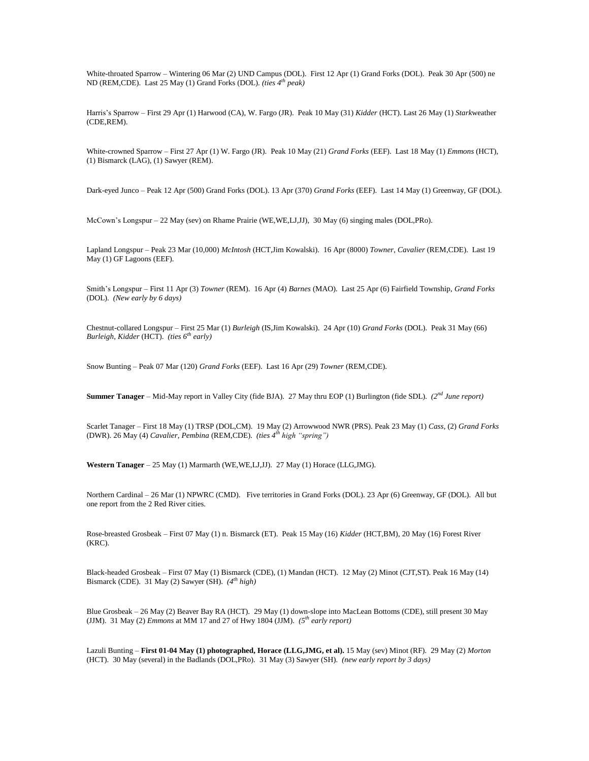White-throated Sparrow – Wintering 06 Mar (2) UND Campus (DOL). First 12 Apr (1) Grand Forks (DOL). Peak 30 Apr (500) ne ND (REM,CDE). Last 25 May (1) Grand Forks (DOL). *(ties 4th peak)*

Harris's Sparrow – First 29 Apr (1) Harwood (CA), W. Fargo (JR). Peak 10 May (31) *Kidder* (HCT). Last 26 May (1) *Stark*weather (CDE,REM).

White-crowned Sparrow – First 27 Apr (1) W. Fargo (JR). Peak 10 May (21) *Grand Forks* (EEF). Last 18 May (1) *Emmons* (HCT), (1) Bismarck (LAG), (1) Sawyer (REM).

Dark-eyed Junco – Peak 12 Apr (500) Grand Forks (DOL). 13 Apr (370) *Grand Forks* (EEF). Last 14 May (1) Greenway, GF (DOL).

McCown's Longspur – 22 May (sev) on Rhame Prairie (WE,WE,LJ,JJ), 30 May (6) singing males (DOL,PRo).

Lapland Longspur – Peak 23 Mar (10,000) *McIntosh* (HCT,Jim Kowalski). 16 Apr (8000) *Towner*, *Cavalier* (REM,CDE). Last 19 May (1) GF Lagoons (EEF).

Smith's Longspur – First 11 Apr (3) *Towner* (REM). 16 Apr (4) *Barnes* (MAO). Last 25 Apr (6) Fairfield Township, *Grand Forks* (DOL). *(New early by 6 days)*

Chestnut-collared Longspur – First 25 Mar (1) *Burleigh* (IS,Jim Kowalski). 24 Apr (10) *Grand Forks* (DOL). Peak 31 May (66) *Burleigh*, *Kidder* (HCT). *(ties 6th early)*

Snow Bunting – Peak 07 Mar (120) *Grand Forks* (EEF). Last 16 Apr (29) *Towner* (REM,CDE).

**Summer Tanager** – Mid-May report in Valley City (fide BJA). 27 May thru EOP (1) Burlington (fide SDL). *(2nd June report)*

Scarlet Tanager – First 18 May (1) TRSP (DOL,CM). 19 May (2) Arrowwood NWR (PRS). Peak 23 May (1) *Cass*, (2) *Grand Forks* (DWR). 26 May (4) *Cavalier*, *Pembina* (REM,CDE). *(ties 4th high "spring")*

**Western Tanager** – 25 May (1) Marmarth (WE,WE,LJ,JJ). 27 May (1) Horace (LLG,JMG).

Northern Cardinal – 26 Mar (1) NPWRC (CMD). Five territories in Grand Forks (DOL). 23 Apr (6) Greenway, GF (DOL). All but one report from the 2 Red River cities.

Rose-breasted Grosbeak – First 07 May (1) n. Bismarck (ET). Peak 15 May (16) *Kidder* (HCT,BM), 20 May (16) Forest River (KRC).

Black-headed Grosbeak – First 07 May (1) Bismarck (CDE), (1) Mandan (HCT). 12 May (2) Minot (CJT,ST). Peak 16 May (14) Bismarck (CDE). 31 May (2) Sawyer (SH). *(4th high)*

Blue Grosbeak – 26 May (2) Beaver Bay RA (HCT). 29 May (1) down-slope into MacLean Bottoms (CDE), still present 30 May (JJM). 31 May (2) *Emmons* at MM 17 and 27 of Hwy 1804 (JJM). *(5th early report)*

Lazuli Bunting – **First 01-04 May (1) photographed, Horace (LLG,JMG, et al).** 15 May (sev) Minot (RF). 29 May (2) *Morton* (HCT). 30 May (several) in the Badlands (DOL,PRo). 31 May (3) Sawyer (SH). *(new early report by 3 days)*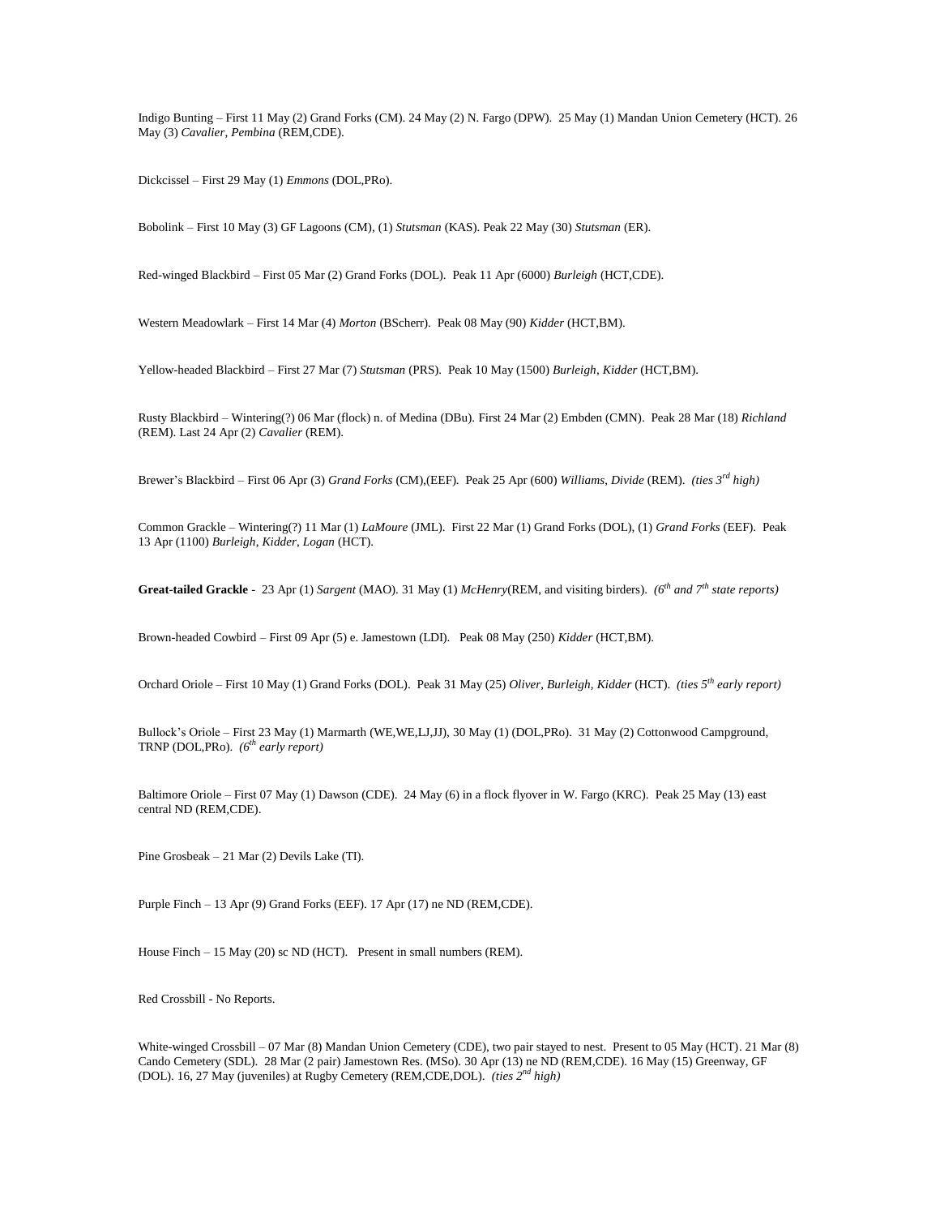Indigo Bunting – First 11 May (2) Grand Forks (CM). 24 May (2) N. Fargo (DPW). 25 May (1) Mandan Union Cemetery (HCT). 26 May (3) *Cavalier, Pembina* (REM,CDE).

Dickcissel – First 29 May (1) *Emmons* (DOL,PRo).

Bobolink – First 10 May (3) GF Lagoons (CM), (1) *Stutsman* (KAS). Peak 22 May (30) *Stutsman* (ER).

Red-winged Blackbird – First 05 Mar (2) Grand Forks (DOL). Peak 11 Apr (6000) *Burleigh* (HCT,CDE).

Western Meadowlark – First 14 Mar (4) *Morton* (BScherr). Peak 08 May (90) *Kidder* (HCT,BM).

Yellow-headed Blackbird – First 27 Mar (7) *Stutsman* (PRS). Peak 10 May (1500) *Burleigh, Kidder* (HCT,BM).

Rusty Blackbird – Wintering(?) 06 Mar (flock) n. of Medina (DBu). First 24 Mar (2) Embden (CMN). Peak 28 Mar (18) *Richland* (REM). Last 24 Apr (2) *Cavalier* (REM).

Brewer's Blackbird – First 06 Apr (3) *Grand Forks* (CM),(EEF). Peak 25 Apr (600) *Williams, Divide* (REM). *(ties 3rd high)*

Common Grackle – Wintering(?) 11 Mar (1) *LaMoure* (JML). First 22 Mar (1) Grand Forks (DOL), (1) *Grand Forks* (EEF). Peak 13 Apr (1100) *Burleigh, Kidder, Logan* (HCT).

**Great-tailed Grackle** - 23 Apr (1) *Sargent* (MAO). 31 May (1) *McHenry*(REM, and visiting birders). *(6th and 7th state reports)*

Brown-headed Cowbird – First 09 Apr (5) e. Jamestown (LDI). Peak 08 May (250) *Kidder* (HCT,BM).

Orchard Oriole – First 10 May (1) Grand Forks (DOL). Peak 31 May (25) *Oliver, Burleigh, Kidder* (HCT). *(ties 5th early report)*

Bullock's Oriole – First 23 May (1) Marmarth (WE,WE,LJ,JJ), 30 May (1) (DOL,PRo). 31 May (2) Cottonwood Campground, TRNP (DOL,PRo). *(6th early report)*

Baltimore Oriole – First 07 May (1) Dawson (CDE). 24 May (6) in a flock flyover in W. Fargo (KRC). Peak 25 May (13) east central ND (REM,CDE).

Pine Grosbeak – 21 Mar (2) Devils Lake (TI).

Purple Finch – 13 Apr (9) Grand Forks (EEF). 17 Apr (17) ne ND (REM,CDE).

House Finch – 15 May (20) sc ND (HCT). Present in small numbers (REM).

Red Crossbill - No Reports.

White-winged Crossbill – 07 Mar (8) Mandan Union Cemetery (CDE), two pair stayed to nest. Present to 05 May (HCT). 21 Mar (8) Cando Cemetery (SDL). 28 Mar (2 pair) Jamestown Res. (MSo). 30 Apr (13) ne ND (REM,CDE). 16 May (15) Greenway, GF (DOL). 16, 27 May (juveniles) at Rugby Cemetery (REM,CDE,DOL). *(ties 2nd high)*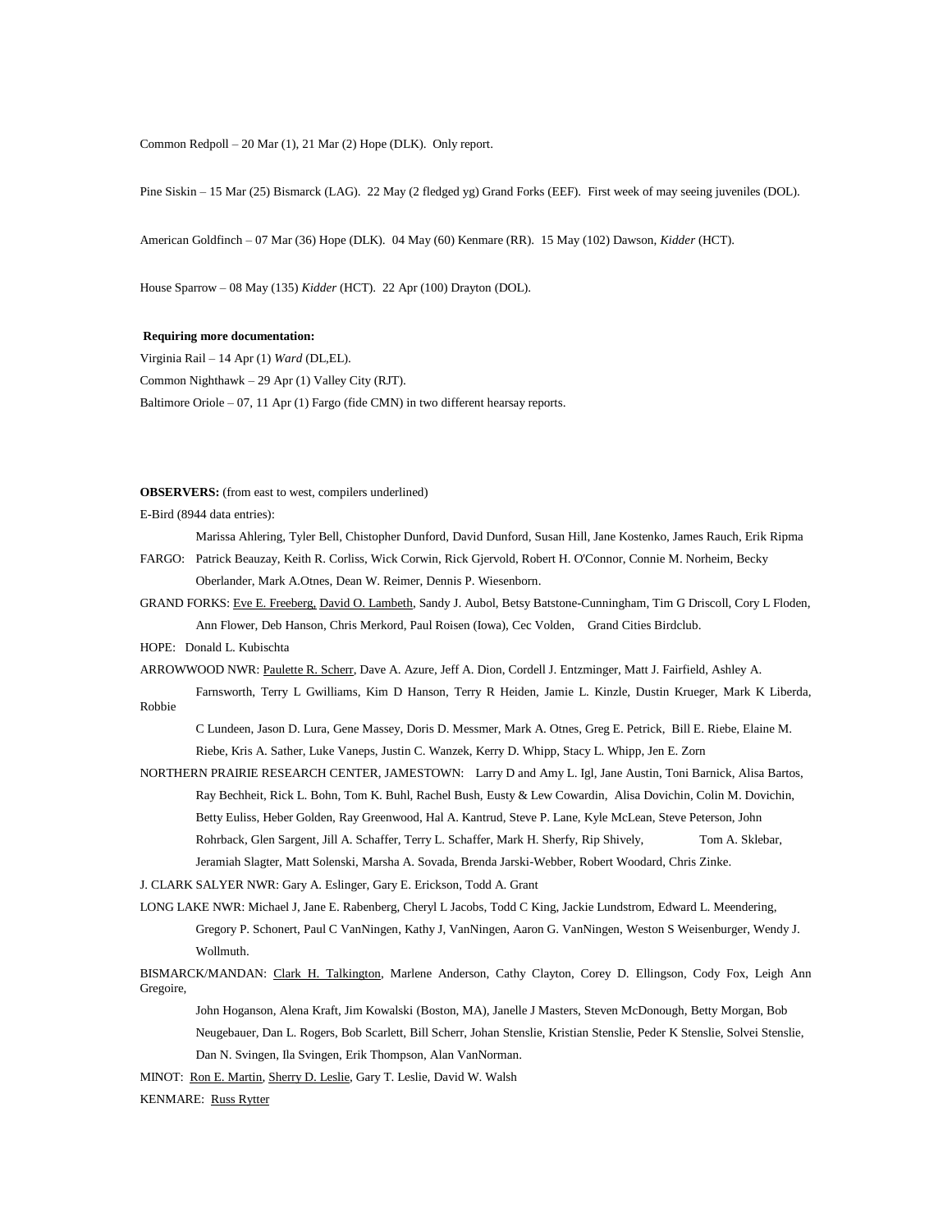Common Redpoll – 20 Mar (1), 21 Mar (2) Hope (DLK). Only report.

Pine Siskin – 15 Mar (25) Bismarck (LAG). 22 May (2 fledged yg) Grand Forks (EEF). First week of may seeing juveniles (DOL).

American Goldfinch – 07 Mar (36) Hope (DLK). 04 May (60) Kenmare (RR). 15 May (102) Dawson, *Kidder* (HCT).

House Sparrow – 08 May (135) *Kidder* (HCT). 22 Apr (100) Drayton (DOL).

**Requiring more documentation:**

Virginia Rail – 14 Apr (1) *Ward* (DL,EL).

Common Nighthawk – 29 Apr (1) Valley City (RJT).

Baltimore Oriole – 07, 11 Apr (1) Fargo (fide CMN) in two different hearsay reports.

**OBSERVERS:** (from east to west, compilers underlined)

E-Bird (8944 data entries):

Marissa Ahlering, Tyler Bell, Chistopher Dunford, David Dunford, Susan Hill, Jane Kostenko, James Rauch, Erik Ripma

FARGO: Patrick Beauzay, Keith R. Corliss, Wick Corwin, Rick Gjervold, Robert H. O'Connor, Connie M. Norheim, Becky Oberlander, Mark A.Otnes, Dean W. Reimer, Dennis P. Wiesenborn.

GRAND FORKS: <u>Eve E. Freeberg,</u> <u>David O. Lambeth</u>, Sandy J. Aubol, Betsy Batstone-Cunningham, Tim G Driscoll, Cory L Floden, Ann Flower, Deb Hanson, Chris Merkord, Paul Roisen (Iowa), Cec Volden, Grand Cities Birdclub.

HOPE: Donald L. Kubischta

ARROWWOOD NWR: <u>Paulette R. Scherr</u>, Dave A. Azure, Jeff A. Dion, Cordell J. Entzminger, Matt J. Fairfield, Ashley A. Farnsworth, Terry L Gwilliams, Kim D Hanson, Terry R Heiden, Jamie L. Kinzle, Dustin Krueger, Mark K Liberda, Robbie C Lundeen, Jason D. Lura, Gene Massey, Doris D. Messmer, Mark A. Otnes, Greg E. Petrick, Bill E. Riebe, Elaine M. Riebe, Kris A. Sather, Luke Vaneps, Justin C. Wanzek, Kerry D. Whipp, Stacy L. Whipp, Jen E. Zorn

NORTHERN PRAIRIE RESEARCH CENTER, JAMESTOWN: Larry D and Amy L. Igl, Jane Austin, Toni Barnick, Alisa Bartos, Ray Bechheit, Rick L. Bohn, Tom K. Buhl, Rachel Bush, Eusty & Lew Cowardin, Alisa Dovichin, Colin M. Dovichin, Betty Euliss, Heber Golden, Ray Greenwood, Hal A. Kantrud, Steve P. Lane, Kyle McLean, Steve Peterson, John Rohrback, Glen Sargent, Jill A. Schaffer, Terry L. Schaffer, Mark H. Sherfy, Rip Shively, Tom A. Sklebar, Jeramiah Slagter, Matt Solenski, Marsha A. Sovada, Brenda Jarski-Webber, Robert Woodard, Chris Zinke.

J. CLARK SALYER NWR: Gary A. Eslinger, Gary E. Erickson, Todd A. Grant

LONG LAKE NWR: Michael J, Jane E. Rabenberg, Cheryl L Jacobs, Todd C King, Jackie Lundstrom, Edward L. Meendering, Gregory P. Schonert, Paul C VanNingen, Kathy J, VanNingen, Aaron G. VanNingen, Weston S Weisenburger, Wendy J. Wollmuth.

BISMARCK/MANDAN: <u>Clark H. Talkington</u>, Marlene Anderson, Cathy Clayton, Corey D. Ellingson, Cody Fox, Leigh Ann Gregoire, John Hoganson, Alena Kraft, Jim Kowalski (Boston, MA), Janelle J Masters, Steven McDonough, Betty Morgan, Bob Neugebauer, Dan L. Rogers, Bob Scarlett, Bill Scherr, Johan Stenslie, Kristian Stenslie, Peder K Stenslie, Solvei Stenslie, Dan N. Svingen, Ila Svingen, Erik Thompson, Alan VanNorman.

MINOT: <u>Ron E. Martin</u>, <u>Sherry D. Leslie</u>, Gary T. Leslie, David W. Walsh

KENMARE: <u>Russ Rytter</u>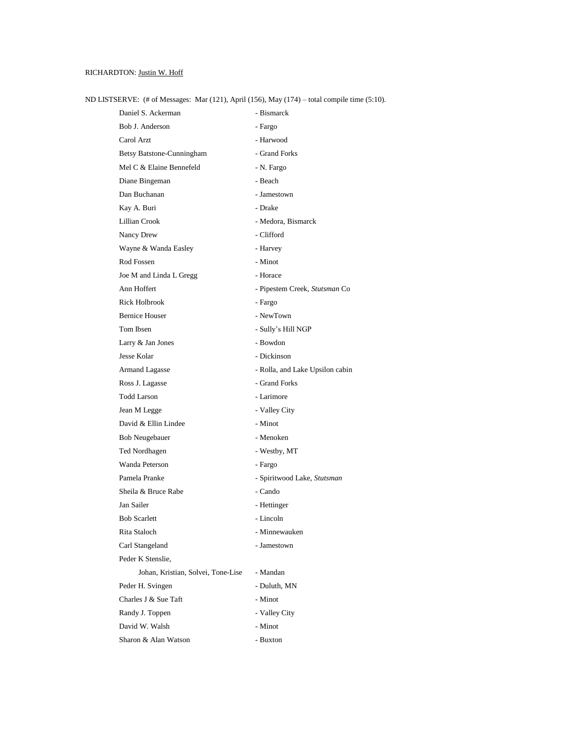RICHARDTON: Justin W. Hoff

ND LISTSERVE: (# of Messages: Mar (121), April (156), May (174) – total compile time (5:10).

| | |
|---|---|
| Daniel S. Ackerman | - Bismarck |
| Bob J. Anderson | - Fargo |
| Carol Arzt | - Harwood |
| Betsy Batstone-Cunningham | - Grand Forks |
| Mel C & Elaine Bennefeld | - N. Fargo |
| Diane Bingeman | - Beach |
| Dan Buchanan | - Jamestown |
| Kay A. Buri | - Drake |
| Lillian Crook | - Medora, Bismarck |
| Nancy Drew | - Clifford |
| Wayne & Wanda Easley | - Harvey |
| Rod Fossen | - Minot |
| Joe M and Linda L Gregg | - Horace |
| Ann Hoffert | - Pipestem Creek, *Stutsman* Co |
| Rick Holbrook | - Fargo |
| Bernice Houser | - NewTown |
| Tom Ibsen | - Sully's Hill NGP |
| Larry & Jan Jones | - Bowdon |
| Jesse Kolar | - Dickinson |
| Armand Lagasse | - Rolla, and Lake Upsilon cabin |
| Ross J. Lagasse | - Grand Forks |
| Todd Larson | - Larimore |
| Jean M Legge | - Valley City |
| David & Ellin Lindee | - Minot |
| Bob Neugebauer | - Menoken |
| Ted Nordhagen | - Westby, MT |
| Wanda Peterson | - Fargo |
| Pamela Pranke | - Spiritwood Lake, *Stutsman* |
| Sheila & Bruce Rabe | - Cando |
| Jan Sailer | - Hettinger |
| Bob Scarlett | - Lincoln |
| Rita Staloch | - Minnewauken |
| Carl Stangeland | - Jamestown |
| Peder K Stenslie, Johan, Kristian, Solvei, Tone-Lise | - Mandan |
| Peder H. Svingen | - Duluth, MN |
| Charles J & Sue Taft | - Minot |
| Randy J. Toppen | - Valley City |
| David W. Walsh | - Minot |
| Sharon & Alan Watson | - Buxton |